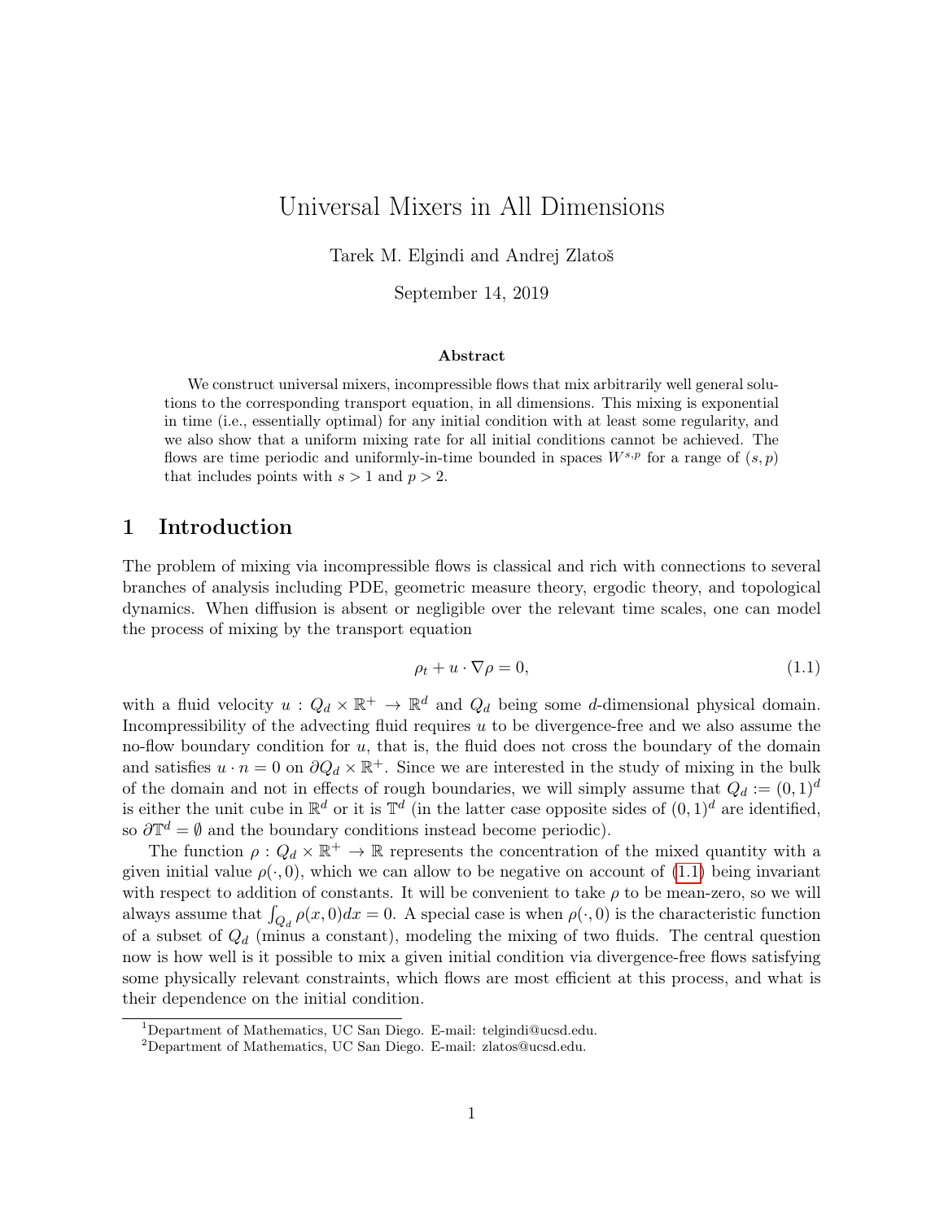# Universal Mixers in All Dimensions

Tarek M. Elgindi and Andrej Zlatoš

September 14, 2019

**Abstract**

We construct universal mixers, incompressible flows that mix arbitrarily well general solutions to the corresponding transport equation, in all dimensions. This mixing is exponential in time (i.e., essentially optimal) for any initial condition with at least some regularity, and we also show that a uniform mixing rate for all initial conditions cannot be achieved. The flows are time periodic and uniformly-in-time bounded in spaces $W^{s,p}$ for a range of $(s, p)$ that includes points with $s > 1$ and $p > 2$.

## 1 Introduction

The problem of mixing via incompressible flows is classical and rich with connections to several branches of analysis including PDE, geometric measure theory, ergodic theory, and topological dynamics. When diffusion is absent or negligible over the relevant time scales, one can model the process of mixing by the transport equation

$$\rho_t + u \cdot \nabla \rho = 0, \tag{1.1}$$

with a fluid velocity $u : Q_d \times \mathbb{R}^+ \to \mathbb{R}^d$ and $Q_d$ being some $d$-dimensional physical domain. Incompressibility of the advecting fluid requires $u$ to be divergence-free and we also assume the no-flow boundary condition for $u$, that is, the fluid does not cross the boundary of the domain and satisfies $u \cdot n = 0$ on $\partial Q_d \times \mathbb{R}^+$. Since we are interested in the study of mixing in the bulk of the domain and not in effects of rough boundaries, we will simply assume that $Q_d := (0, 1)^d$ is either the unit cube in $\mathbb{R}^d$ or it is $\mathbb{T}^d$ (in the latter case opposite sides of $(0, 1)^d$ are identified, so $\partial \mathbb{T}^d = \emptyset$ and the boundary conditions instead become periodic).

The function $\rho : Q_d \times \mathbb{R}^+ \to \mathbb{R}$ represents the concentration of the mixed quantity with a given initial value $\rho(\cdot, 0)$, which we can allow to be negative on account of (1.1) being invariant with respect to addition of constants. It will be convenient to take $\rho$ to be mean-zero, so we will always assume that $\int_{Q_d} \rho(x, 0) dx = 0$. A special case is when $\rho(\cdot, 0)$ is the characteristic function of a subset of $Q_d$ (minus a constant), modeling the mixing of two fluids. The central question now is how well is it possible to mix a given initial condition via divergence-free flows satisfying some physically relevant constraints, which flows are most efficient at this process, and what is their dependence on the initial condition.

[1] Department of Mathematics, UC San Diego. E-mail: telgindi@ucsd.edu.
[2] Department of Mathematics, UC San Diego. E-mail: zlatos@ucsd.edu.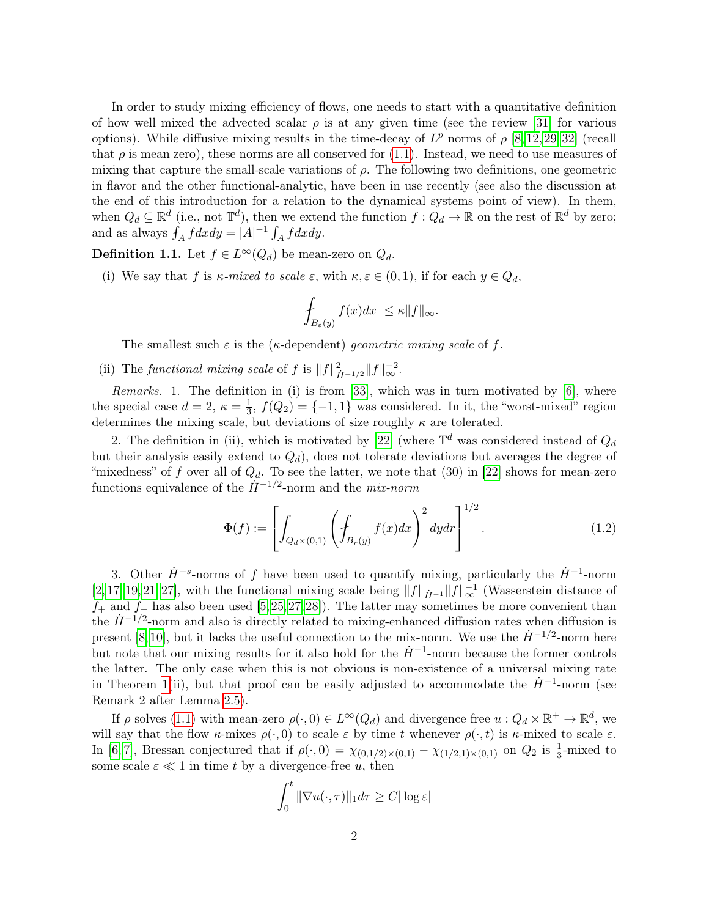In order to study mixing efficiency of flows, one needs to start with a quantitative definition of how well mixed the advected scalar $\rho$ is at any given time (see the review [31] for various options). While diffusive mixing results in the time-decay of $L^p$ norms of $\rho$ [8, 12, 29, 32] (recall that $\rho$ is mean zero), these norms are all conserved for (1.1). Instead, we need to use measures of mixing that capture the small-scale variations of $\rho$. The following two definitions, one geometric in flavor and the other functional-analytic, have been in use recently (see also the discussion at the end of this introduction for a relation to the dynamical systems point of view). In them, when $Q_d \subseteq \mathbb{R}^d$ (i.e., not $\mathbb{T}^d$), then we extend the function $f : Q_d \to \mathbb{R}$ on the rest of $\mathbb{R}^d$ by zero; and as always $\fint_A f dxdy = |A|^{-1} \int_A f dxdy$.

**Definition 1.1.** Let $f \in L^\infty(Q_d)$ be mean-zero on $Q_d$.

(i) We say that $f$ is *$\kappa$-mixed to scale $\varepsilon$*, with $\kappa, \varepsilon \in (0,1)$, if for each $y \in Q_d$,

$$\left| \fint_{B_\varepsilon(y)} f(x)dx \right| \leq \kappa \|f\|_\infty.$$

The smallest such $\varepsilon$ is the ($\kappa$-dependent) *geometric mixing scale* of $f$.

(ii) The *functional mixing scale* of $f$ is $\|f\|^2_{\dot{H}^{-1/2}} \|f\|^{-2}_\infty$.

*Remarks.* 1. The definition in (i) is from [33], which was in turn motivated by [6], where the special case $d = 2$, $\kappa = \frac{1}{3}$, $f(Q_2) = \{-1, 1\}$ was considered. In it, the "worst-mixed" region determines the mixing scale, but deviations of size roughly $\kappa$ are tolerated.

2. The definition in (ii), which is motivated by [22] (where $\mathbb{T}^d$ was considered instead of $Q_d$ but their analysis easily extend to $Q_d$), does not tolerate deviations but averages the degree of "mixedness" of $f$ over all of $Q_d$. To see the latter, we note that (30) in [22] shows for mean-zero functions equivalence of the $\dot{H}^{-1/2}$-norm and the *mix-norm*

$$\Phi(f) := \left[ \int_{Q_d \times (0,1)} \left( \fint_{B_r(y)} f(x)dx \right)^2 dydr \right]^{1/2}. \tag{1.2}$$

3. Other $\dot{H}^{-s}$-norms of $f$ have been used to quantify mixing, particularly the $\dot{H}^{-1}$-norm [2, 17, 19, 21, 27], with the functional mixing scale being $\|f\|_{\dot{H}^{-1}} \|f\|^{-1}_\infty$ (Wasserstein distance of $f_+$ and $f_-$ has also been used [5, 25, 27, 28]). The latter may sometimes be more convenient than the $\dot{H}^{-1/2}$-norm and also is directly related to mixing-enhanced diffusion rates when diffusion is present [8, 10], but it lacks the useful connection to the mix-norm. We use the $\dot{H}^{-1/2}$-norm here but note that our mixing results for it also hold for the $\dot{H}^{-1}$-norm because the former controls the latter. The only case when this is not obvious is non-existence of a universal mixing rate in Theorem 1(ii), but that proof can be easily adjusted to accommodate the $\dot{H}^{-1}$-norm (see Remark 2 after Lemma 2.5).

If $\rho$ solves (1.1) with mean-zero $\rho(\cdot, 0) \in L^\infty(Q_d)$ and divergence free $u : Q_d \times \mathbb{R}^+ \to \mathbb{R}^d$, we will say that the flow $\kappa$-mixes $\rho(\cdot, 0)$ to scale $\varepsilon$ by time $t$ whenever $\rho(\cdot, t)$ is $\kappa$-mixed to scale $\varepsilon$. In [6, 7], Bressan conjectured that if $\rho(\cdot, 0) = \chi_{(0,1/2)\times(0,1)} - \chi_{(1/2,1)\times(0,1)}$ on $Q_2$ is $\frac{1}{3}$-mixed to some scale $\varepsilon \ll 1$ in time $t$ by a divergence-free $u$, then

$$\int_0^t \|\nabla u(\cdot, \tau)\|_1 d\tau \geq C |\log \varepsilon|$$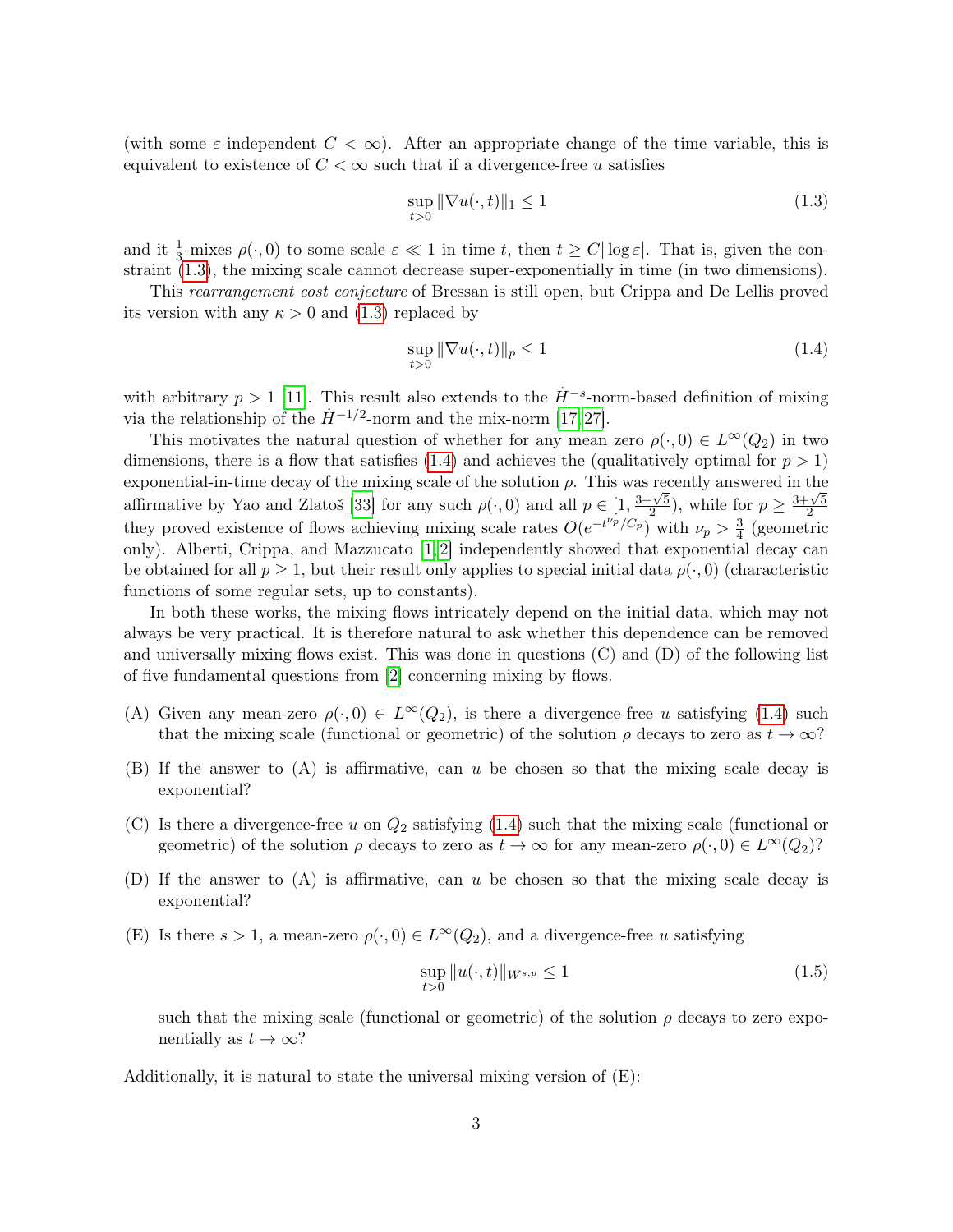(with some $\varepsilon$-independent $C < \infty$). After an appropriate change of the time variable, this is equivalent to existence of $C < \infty$ such that if a divergence-free $u$ satisfies

$$\sup_{t>0} \|\nabla u(\cdot, t)\|_1 \leq 1 \tag{1.3}$$

and it $\frac{1}{3}$-mixes $\rho(\cdot, 0)$ to some scale $\varepsilon \ll 1$ in time $t$, then $t \geq C|\log \varepsilon|$. That is, given the constraint (1.3), the mixing scale cannot decrease super-exponentially in time (in two dimensions).

This *rearrangement cost conjecture* of Bressan is still open, but Crippa and De Lellis proved its version with any $\kappa > 0$ and (1.3) replaced by

$$\sup_{t>0} \|\nabla u(\cdot, t)\|_p \leq 1 \tag{1.4}$$

with arbitrary $p > 1$ [11]. This result also extends to the $\dot{H}^{-s}$-norm-based definition of mixing via the relationship of the $\dot{H}^{-1/2}$-norm and the mix-norm [17, 27].

This motivates the natural question of whether for any mean zero $\rho(\cdot, 0) \in L^\infty(Q_2)$ in two dimensions, there is a flow that satisfies (1.4) and achieves the (qualitatively optimal for $p > 1$) exponential-in-time decay of the mixing scale of the solution $\rho$. This was recently answered in the affirmative by Yao and Zlatoš [33] for any such $\rho(\cdot, 0)$ and all $p \in [1, \frac{3+\sqrt{5}}{2})$, while for $p \geq \frac{3+\sqrt{5}}{2}$ they proved existence of flows achieving mixing scale rates $O(e^{-t^{\nu_p}/C_p})$ with $\nu_p > \frac{3}{4}$ (geometric only). Alberti, Crippa, and Mazzucato [1, 2] independently showed that exponential decay can be obtained for all $p \geq 1$, but their result only applies to special initial data $\rho(\cdot, 0)$ (characteristic functions of some regular sets, up to constants).

In both these works, the mixing flows intricately depend on the initial data, which may not always be very practical. It is therefore natural to ask whether this dependence can be removed and universally mixing flows exist. This was done in questions (C) and (D) of the following list of five fundamental questions from [2] concerning mixing by flows.

(A) Given any mean-zero $\rho(\cdot, 0) \in L^\infty(Q_2)$, is there a divergence-free $u$ satisfying (1.4) such that the mixing scale (functional or geometric) of the solution $\rho$ decays to zero as $t \to \infty$?

(B) If the answer to (A) is affirmative, can $u$ be chosen so that the mixing scale decay is exponential?

(C) Is there a divergence-free $u$ on $Q_2$ satisfying (1.4) such that the mixing scale (functional or geometric) of the solution $\rho$ decays to zero as $t \to \infty$ for any mean-zero $\rho(\cdot, 0) \in L^\infty(Q_2)$?

(D) If the answer to (A) is affirmative, can $u$ be chosen so that the mixing scale decay is exponential?

(E) Is there $s > 1$, a mean-zero $\rho(\cdot, 0) \in L^\infty(Q_2)$, and a divergence-free $u$ satisfying

$$\sup_{t>0} \|u(\cdot, t)\|_{W^{s,p}} \leq 1 \tag{1.5}$$

such that the mixing scale (functional or geometric) of the solution $\rho$ decays to zero exponentially as $t \to \infty$?

Additionally, it is natural to state the universal mixing version of (E):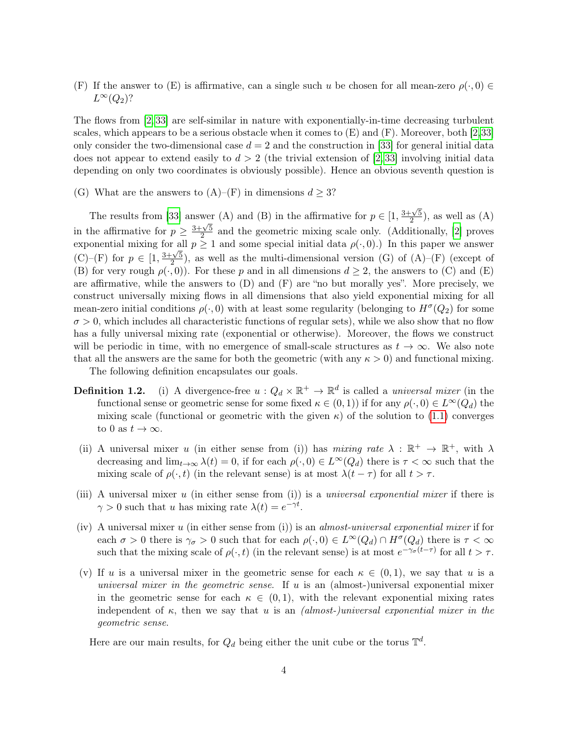(F) If the answer to (E) is affirmative, can a single such $u$ be chosen for all mean-zero $\rho(\cdot,0) \in L^\infty(Q_2)$?

The flows from [2, 33] are self-similar in nature with exponentially-in-time decreasing turbulent scales, which appears to be a serious obstacle when it comes to (E) and (F). Moreover, both [2, 33] only consider the two-dimensional case $d = 2$ and the construction in [33] for general initial data does not appear to extend easily to $d > 2$ (the trivial extension of [2, 33] involving initial data depending on only two coordinates is obviously possible). Hence an obvious seventh question is

(G) What are the answers to (A)–(F) in dimensions $d \geq 3$?

The results from [33] answer (A) and (B) in the affirmative for $p \in [1, \frac{3+\sqrt{5}}{2})$, as well as (A) in the affirmative for $p \geq \frac{3+\sqrt{5}}{2}$ and the geometric mixing scale only. (Additionally, [2] proves exponential mixing for all $p \geq 1$ and some special initial data $\rho(\cdot, 0)$.) In this paper we answer (C)–(F) for $p \in [1, \frac{3+\sqrt{5}}{2})$, as well as the multi-dimensional version (G) of (A)–(F) (except of (B) for very rough $\rho(\cdot, 0)$). For these $p$ and in all dimensions $d \geq 2$, the answers to (C) and (E) are affirmative, while the answers to (D) and (F) are "no but morally yes". More precisely, we construct universally mixing flows in all dimensions that also yield exponential mixing for all mean-zero initial conditions $\rho(\cdot, 0)$ with at least some regularity (belonging to $H^\sigma(Q_2)$ for some $\sigma > 0$, which includes all characteristic functions of regular sets), while we also show that no flow has a fully universal mixing rate (exponential or otherwise). Moreover, the flows we construct will be periodic in time, with no emergence of small-scale structures as $t \to \infty$. We also note that all the answers are the same for both the geometric (with any $\kappa > 0$) and functional mixing.

The following definition encapsulates our goals.

**Definition 1.2.** (i) A divergence-free $u : Q_d \times \mathbb{R}^+ \to \mathbb{R}^d$ is called a *universal mixer* (in the functional sense or geometric sense for some fixed $\kappa \in (0, 1)$) if for any $\rho(\cdot, 0) \in L^\infty(Q_d)$ the mixing scale (functional or geometric with the given $\kappa$) of the solution to (1.1) converges to 0 as $t \to \infty$.

(ii) A universal mixer $u$ (in either sense from (i)) has *mixing rate* $\lambda : \mathbb{R}^+ \to \mathbb{R}^+$, with $\lambda$ decreasing and $\lim_{t\to\infty} \lambda(t) = 0$, if for each $\rho(\cdot, 0) \in L^\infty(Q_d)$ there is $\tau < \infty$ such that the mixing scale of $\rho(\cdot, t)$ (in the relevant sense) is at most $\lambda(t - \tau)$ for all $t > \tau$.

(iii) A universal mixer $u$ (in either sense from (i)) is a *universal exponential mixer* if there is $\gamma > 0$ such that $u$ has mixing rate $\lambda(t) = e^{-\gamma t}$.

(iv) A universal mixer $u$ (in either sense from (i)) is an *almost-universal exponential mixer* if for each $\sigma > 0$ there is $\gamma_\sigma > 0$ such that for each $\rho(\cdot, 0) \in L^\infty(Q_d) \cap H^\sigma(Q_d)$ there is $\tau < \infty$ such that the mixing scale of $\rho(\cdot, t)$ (in the relevant sense) is at most $e^{-\gamma_\sigma (t-\tau)}$ for all $t > \tau$.

(v) If $u$ is a universal mixer in the geometric sense for each $\kappa \in (0, 1)$, we say that $u$ is a *universal mixer in the geometric sense.* If $u$ is an (almost-)universal exponential mixer in the geometric sense for each $\kappa \in (0, 1)$, with the relevant exponential mixing rates independent of $\kappa$, then we say that $u$ is an *(almost-)universal exponential mixer in the geometric sense*.

Here are our main results, for $Q_d$ being either the unit cube or the torus $\mathbb{T}^d$.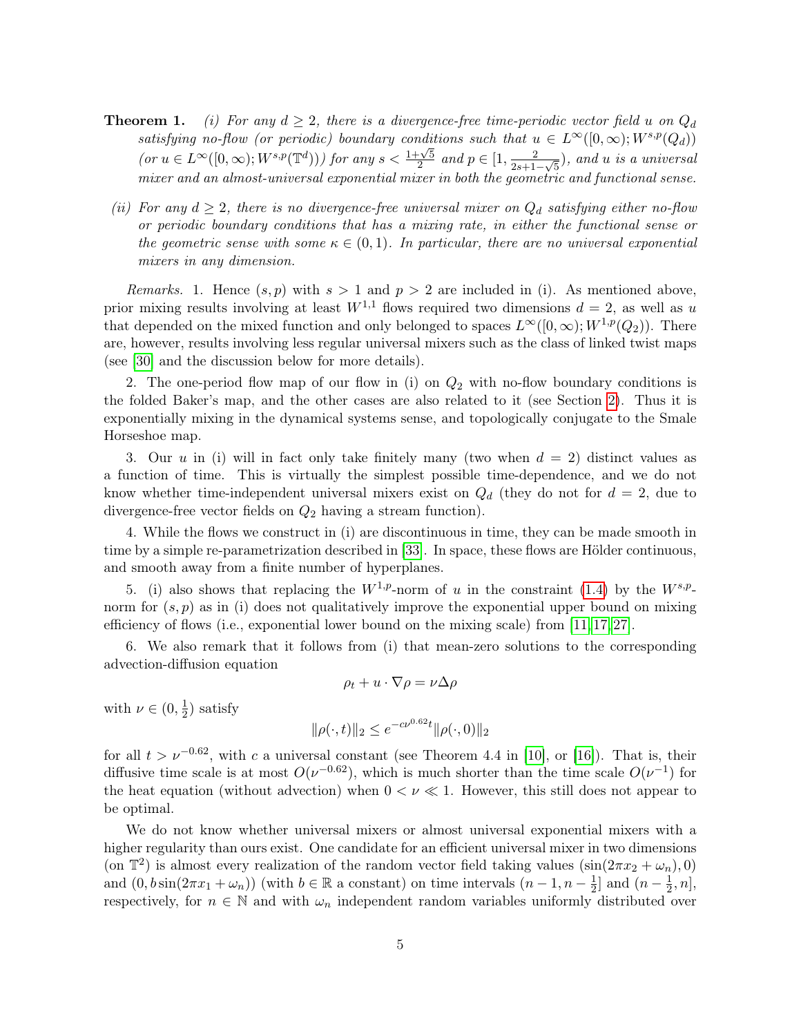**Theorem 1.** *(i) For any $d \geq 2$, there is a divergence-free time-periodic vector field $u$ on $Q_d$ satisfying no-flow (or periodic) boundary conditions such that $u \in L^\infty([0,\infty); W^{s,p}(Q_d))$ (or $u \in L^\infty([0,\infty); W^{s,p}(\mathbb{T}^d))$) for any $s < \frac{1+\sqrt{5}}{2}$ and $p \in [1, \frac{2}{2s+1-\sqrt{5}})$, and $u$ is a universal mixer and an almost-universal exponential mixer in both the geometric and functional sense.*

*(ii) For any $d \geq 2$, there is no divergence-free universal mixer on $Q_d$ satisfying either no-flow or periodic boundary conditions that has a mixing rate, in either the functional sense or the geometric sense with some $\kappa \in (0,1)$. In particular, there are no universal exponential mixers in any dimension.*

*Remarks.* 1. Hence $(s,p)$ with $s > 1$ and $p > 2$ are included in (i). As mentioned above, prior mixing results involving at least $W^{1,1}$ flows required two dimensions $d = 2$, as well as $u$ that depended on the mixed function and only belonged to spaces $L^\infty([0,\infty); W^{1,p}(Q_2))$. There are, however, results involving less regular universal mixers such as the class of linked twist maps (see [30] and the discussion below for more details).

2. The one-period flow map of our flow in (i) on $Q_2$ with no-flow boundary conditions is the folded Baker's map, and the other cases are also related to it (see Section 2). Thus it is exponentially mixing in the dynamical systems sense, and topologically conjugate to the Smale Horseshoe map.

3. Our $u$ in (i) will in fact only take finitely many (two when $d = 2$) distinct values as a function of time. This is virtually the simplest possible time-dependence, and we do not know whether time-independent universal mixers exist on $Q_d$ (they do not for $d = 2$, due to divergence-free vector fields on $Q_2$ having a stream function).

4. While the flows we construct in (i) are discontinuous in time, they can be made smooth in time by a simple re-parametrization described in [33]. In space, these flows are Hölder continuous, and smooth away from a finite number of hyperplanes.

5. (i) also shows that replacing the $W^{1,p}$-norm of $u$ in the constraint (1.4) by the $W^{s,p}$-norm for $(s,p)$ as in (i) does not qualitatively improve the exponential upper bound on mixing efficiency of flows (i.e., exponential lower bound on the mixing scale) from [11, 17, 27].

6. We also remark that it follows from (i) that mean-zero solutions to the corresponding advection-diffusion equation

$$\rho_t + u \cdot \nabla \rho = \nu \Delta \rho$$

with $\nu \in (0, \frac{1}{2})$ satisfy

$$\|\rho(\cdot,t)\|_2 \leq e^{-c\nu^{0.62}t} \|\rho(\cdot,0)\|_2$$

for all $t > \nu^{-0.62}$, with $c$ a universal constant (see Theorem 4.4 in [10], or [16]). That is, their diffusive time scale is at most $O(\nu^{-0.62})$, which is much shorter than the time scale $O(\nu^{-1})$ for the heat equation (without advection) when $0 < \nu \ll 1$. However, this still does not appear to be optimal.

We do not know whether universal mixers or almost universal exponential mixers with a higher regularity than ours exist. One candidate for an efficient universal mixer in two dimensions (on $\mathbb{T}^2$) is almost every realization of the random vector field taking values $(\sin(2\pi x_2 + \omega_n), 0)$ and $(0, b\sin(2\pi x_1 + \omega_n))$ (with $b \in \mathbb{R}$ a constant) on time intervals $(n-1, n-\frac{1}{2}]$ and $(n-\frac{1}{2}, n]$, respectively, for $n \in \mathbb{N}$ and with $\omega_n$ independent random variables uniformly distributed over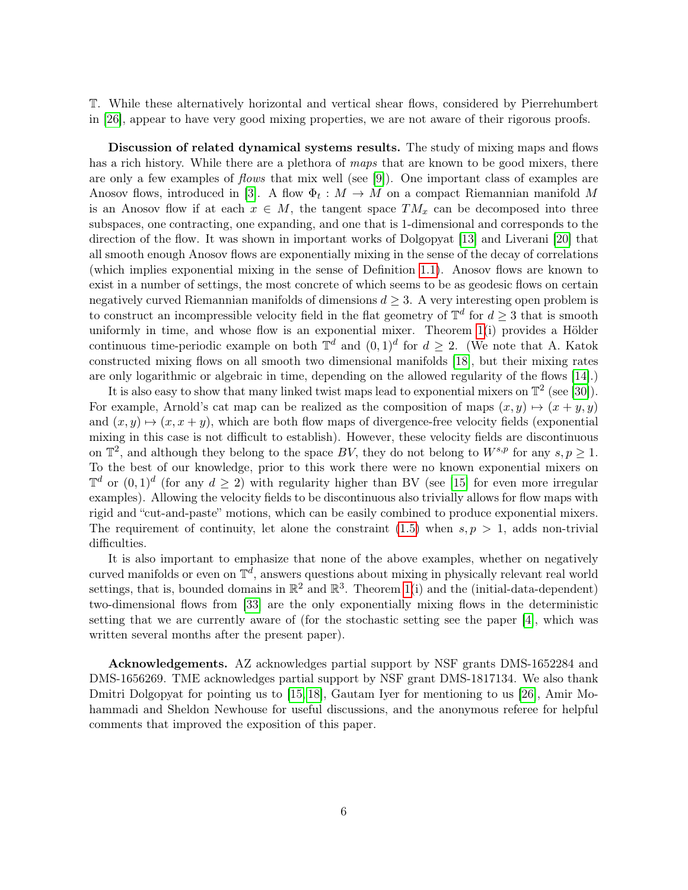$\mathbb{T}$. While these alternatively horizontal and vertical shear flows, considered by Pierrehumbert in [26], appear to have very good mixing properties, we are not aware of their rigorous proofs.

**Discussion of related dynamical systems results.** The study of mixing maps and flows has a rich history. While there are a plethora of *maps* that are known to be good mixers, there are only a few examples of *flows* that mix well (see [9]). One important class of examples are Anosov flows, introduced in [3]. A flow $\Phi_t : M \to M$ on a compact Riemannian manifold $M$ is an Anosov flow if at each $x \in M$, the tangent space $TM_x$ can be decomposed into three subspaces, one contracting, one expanding, and one that is 1-dimensional and corresponds to the direction of the flow. It was shown in important works of Dolgopyat [13] and Liverani [20] that all smooth enough Anosov flows are exponentially mixing in the sense of the decay of correlations (which implies exponential mixing in the sense of Definition 1.1). Anosov flows are known to exist in a number of settings, the most concrete of which seems to be as geodesic flows on certain negatively curved Riemannian manifolds of dimensions $d \geq 3$. A very interesting open problem is to construct an incompressible velocity field in the flat geometry of $\mathbb{T}^d$ for $d \geq 3$ that is smooth uniformly in time, and whose flow is an exponential mixer. Theorem 1(i) provides a Hölder continuous time-periodic example on both $\mathbb{T}^d$ and $(0,1)^d$ for $d \geq 2$. (We note that A. Katok constructed mixing flows on all smooth two dimensional manifolds [18], but their mixing rates are only logarithmic or algebraic in time, depending on the allowed regularity of the flows [14].)

It is also easy to show that many linked twist maps lead to exponential mixers on $\mathbb{T}^2$ (see [30]). For example, Arnold's cat map can be realized as the composition of maps $(x, y) \mapsto (x + y, y)$ and $(x, y) \mapsto (x, x + y)$, which are both flow maps of divergence-free velocity fields (exponential mixing in this case is not difficult to establish). However, these velocity fields are discontinuous on $\mathbb{T}^2$, and although they belong to the space $BV$, they do not belong to $W^{s,p}$ for any $s, p \geq 1$. To the best of our knowledge, prior to this work there were no known exponential mixers on $\mathbb{T}^d$ or $(0,1)^d$ (for any $d \geq 2$) with regularity higher than BV (see [15] for even more irregular examples). Allowing the velocity fields to be discontinuous also trivially allows for flow maps with rigid and "cut-and-paste" motions, which can be easily combined to produce exponential mixers. The requirement of continuity, let alone the constraint (1.5) when $s, p > 1$, adds non-trivial difficulties.

It is also important to emphasize that none of the above examples, whether on negatively curved manifolds or even on $\mathbb{T}^d$, answers questions about mixing in physically relevant real world settings, that is, bounded domains in $\mathbb{R}^2$ and $\mathbb{R}^3$. Theorem 1(i) and the (initial-data-dependent) two-dimensional flows from [33] are the only exponentially mixing flows in the deterministic setting that we are currently aware of (for the stochastic setting see the paper [4], which was written several months after the present paper).

**Acknowledgements.** AZ acknowledges partial support by NSF grants DMS-1652284 and DMS-1656269. TME acknowledges partial support by NSF grant DMS-1817134. We also thank Dmitri Dolgopyat for pointing us to [15, 18], Gautam Iyer for mentioning to us [26], Amir Mohammadi and Sheldon Newhouse for useful discussions, and the anonymous referee for helpful comments that improved the exposition of this paper.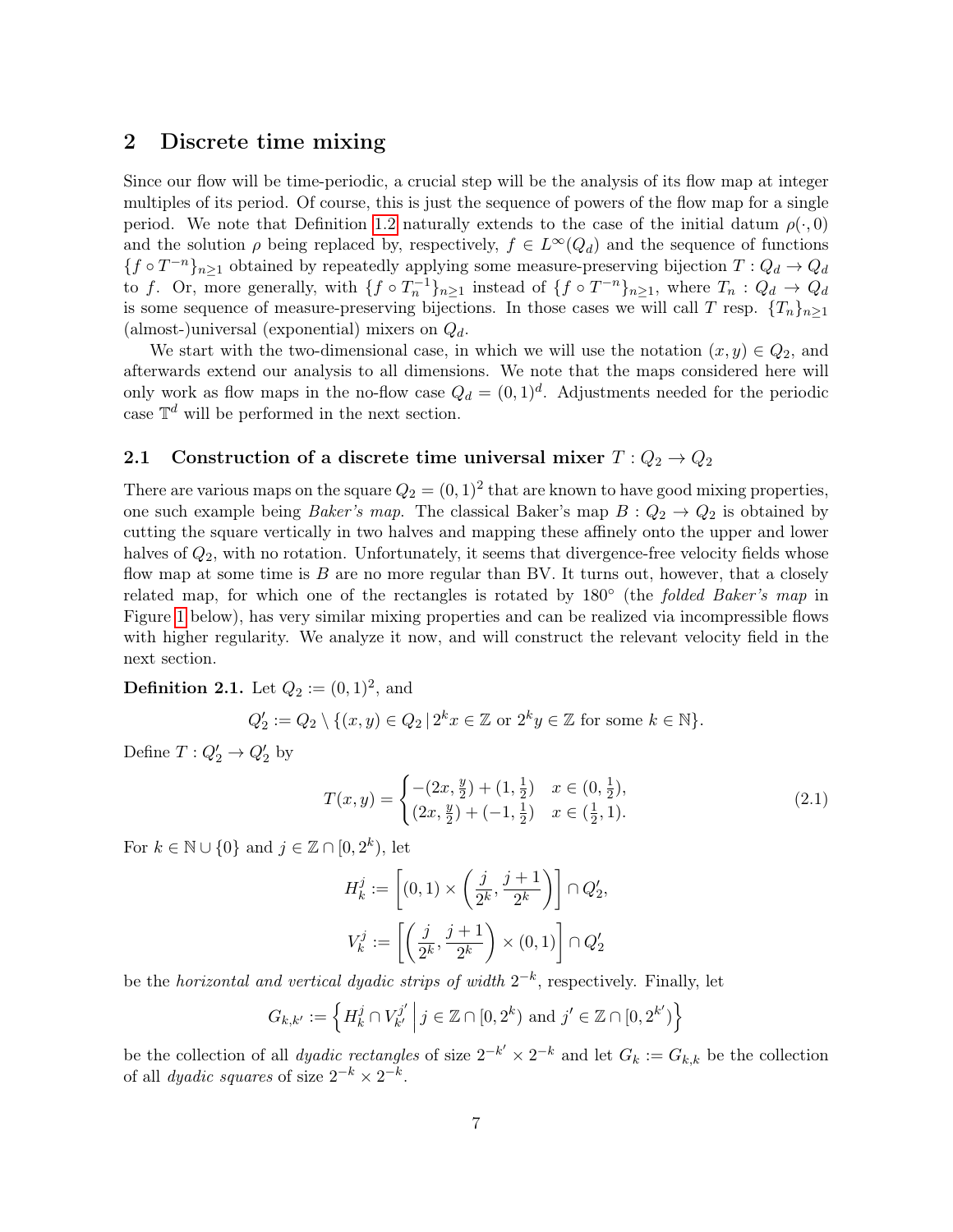## 2 Discrete time mixing

Since our flow will be time-periodic, a crucial step will be the analysis of its flow map at integer multiples of its period. Of course, this is just the sequence of powers of the flow map for a single period. We note that Definition 1.2 naturally extends to the case of the initial datum $\rho(\cdot, 0)$ and the solution $\rho$ being replaced by, respectively, $f \in L^\infty(Q_d)$ and the sequence of functions $\{f \circ T^{-n}\}_{n\geq 1}$ obtained by repeatedly applying some measure-preserving bijection $T : Q_d \to Q_d$ to $f$. Or, more generally, with $\{f \circ T_n^{-1}\}_{n\geq 1}$ instead of $\{f \circ T^{-n}\}_{n\geq 1}$, where $T_n : Q_d \to Q_d$ is some sequence of measure-preserving bijections. In those cases we will call $T$ resp. $\{T_n\}_{n\geq 1}$ (almost-)universal (exponential) mixers on $Q_d$.

We start with the two-dimensional case, in which we will use the notation $(x, y) \in Q_2$, and afterwards extend our analysis to all dimensions. We note that the maps considered here will only work as flow maps in the no-flow case $Q_d = (0, 1)^d$. Adjustments needed for the periodic case $\mathbb{T}^d$ will be performed in the next section.

### 2.1 Construction of a discrete time universal mixer $T : Q_2 \to Q_2$

There are various maps on the square $Q_2 = (0, 1)^2$ that are known to have good mixing properties, one such example being *Baker's map*. The classical Baker's map $B : Q_2 \to Q_2$ is obtained by cutting the square vertically in two halves and mapping these affinely onto the upper and lower halves of $Q_2$, with no rotation. Unfortunately, it seems that divergence-free velocity fields whose flow map at some time is $B$ are no more regular than BV. It turns out, however, that a closely related map, for which one of the rectangles is rotated by 180° (the *folded Baker's map* in Figure 1 below), has very similar mixing properties and can be realized via incompressible flows with higher regularity. We analyze it now, and will construct the relevant velocity field in the next section.

**Definition 2.1.** Let $Q_2 := (0, 1)^2$, and

$$Q_2' := Q_2 \setminus \{(x, y) \in Q_2 \,|\, 2^k x \in \mathbb{Z} \text{ or } 2^k y \in \mathbb{Z} \text{ for some } k \in \mathbb{N}\}.$$

Define $T : Q_2' \to Q_2'$ by

$$T(x, y) = \begin{cases} -(2x, \frac{y}{2}) + (1, \frac{1}{2}) & x \in (0, \frac{1}{2}), \\ (2x, \frac{y}{2}) + (-1, \frac{1}{2}) & x \in (\frac{1}{2}, 1). \end{cases} \tag{2.1}$$

For $k \in \mathbb{N} \cup \{0\}$ and $j \in \mathbb{Z} \cap [0, 2^k)$, let

$$H_k^j := \left[(0, 1) \times \left(\frac{j}{2^k}, \frac{j+1}{2^k}\right)\right] \cap Q_2',$$

$$V_k^j := \left[\left(\frac{j}{2^k}, \frac{j+1}{2^k}\right) \times (0, 1)\right] \cap Q_2'$$

be the *horizontal and vertical dyadic strips of width* $2^{-k}$, respectively. Finally, let

$$G_{k,k'} := \left\{ H_k^j \cap V_{k'}^{j'} \,\middle|\, j \in \mathbb{Z} \cap [0, 2^k) \text{ and } j' \in \mathbb{Z} \cap [0, 2^{k'}) \right\}$$

be the collection of all *dyadic rectangles* of size $2^{-k'} \times 2^{-k}$ and let $G_k := G_{k,k}$ be the collection of all *dyadic squares* of size $2^{-k} \times 2^{-k}$.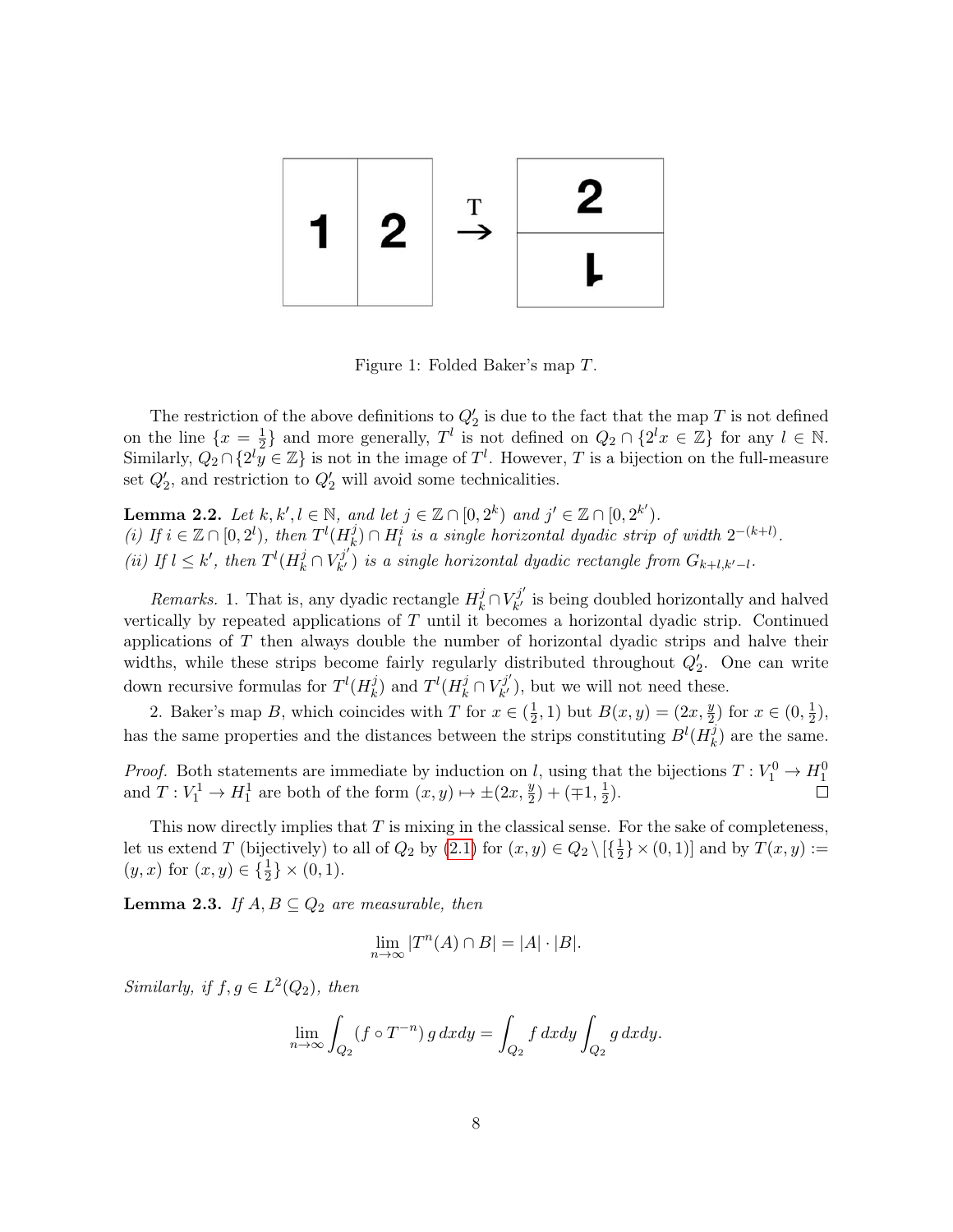Figure 1: Folded Baker's map $T$.

The restriction of the above definitions to $Q_2'$ is due to the fact that the map $T$ is not defined on the line $\{x = \frac{1}{2}\}$ and more generally, $T^l$ is not defined on $Q_2 \cap \{2^l x \in \mathbb{Z}\}$ for any $l \in \mathbb{N}$. Similarly, $Q_2 \cap \{2^l y \in \mathbb{Z}\}$ is not in the image of $T^l$. However, $T$ is a bijection on the full-measure set $Q_2'$, and restriction to $Q_2'$ will avoid some technicalities.

**Lemma 2.2.** *Let $k, k', l \in \mathbb{N}$, and let $j \in \mathbb{Z} \cap [0, 2^k)$ and $j' \in \mathbb{Z} \cap [0, 2^{k'})$.*
*(i) If $i \in \mathbb{Z} \cap [0, 2^l)$, then $T^l(H_k^j) \cap H_l^i$ is a single horizontal dyadic strip of width $2^{-(k+l)}$.*
*(ii) If $l \le k'$, then $T^l(H_k^j \cap V_{k'}^{j'})$ is a single horizontal dyadic rectangle from $G_{k+l,k'-l}$.*

*Remarks.* 1. That is, any dyadic rectangle $H_k^j \cap V_{k'}^{j'}$ is being doubled horizontally and halved vertically by repeated applications of $T$ until it becomes a horizontal dyadic strip. Continued applications of $T$ then always double the number of horizontal dyadic strips and halve their widths, while these strips become fairly regularly distributed throughout $Q_2'$. One can write down recursive formulas for $T^l(H_k^j)$ and $T^l(H_k^j \cap V_{k'}^{j'})$, but we will not need these.

2. Baker's map $B$, which coincides with $T$ for $x \in (\frac{1}{2}, 1)$ but $B(x, y) = (2x, \frac{y}{2})$ for $x \in (0, \frac{1}{2})$, has the same properties and the distances between the strips constituting $B^l(H_k^j)$ are the same.

*Proof.* Both statements are immediate by induction on $l$, using that the bijections $T : V_1^0 \to H_1^0$ and $T : V_1^1 \to H_1^1$ are both of the form $(x, y) \mapsto \pm(2x, \frac{y}{2}) + (\mp 1, \frac{1}{2})$. $\square$

This now directly implies that $T$ is mixing in the classical sense. For the sake of completeness, let us extend $T$ (bijectively) to all of $Q_2$ by (2.1) for $(x, y) \in Q_2 \setminus [\{\frac{1}{2}\} \times (0, 1)]$ and by $T(x, y) := (y, x)$ for $(x, y) \in \{\frac{1}{2}\} \times (0, 1)$.

**Lemma 2.3.** *If $A, B \subseteq Q_2$ are measurable, then*

$$\lim_{n \to \infty} |T^n(A) \cap B| = |A| \cdot |B|.$$

*Similarly, if $f, g \in L^2(Q_2)$, then*

$$\lim_{n \to \infty} \int_{Q_2} (f \circ T^{-n})\, g\, dxdy = \int_{Q_2} f\, dxdy \int_{Q_2} g\, dxdy.$$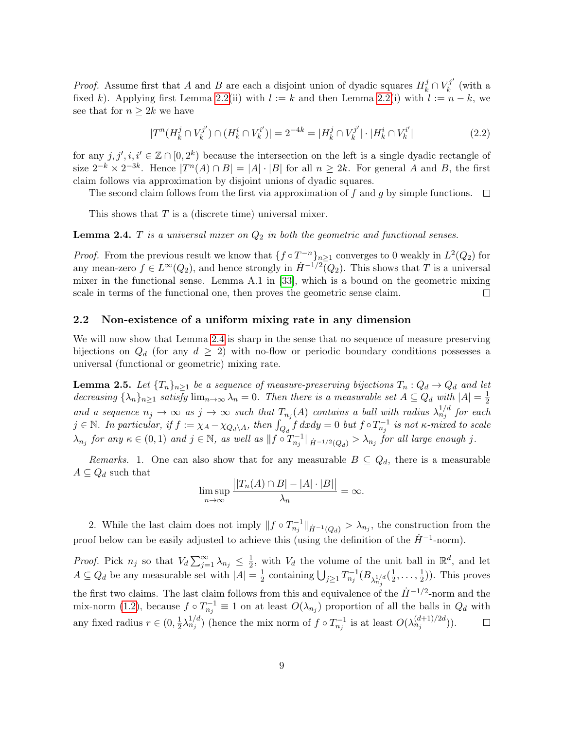*Proof.* Assume first that $A$ and $B$ are each a disjoint union of dyadic squares $H_k^j \cap V_k^{j'}$ (with a fixed $k$). Applying first Lemma 2.2(ii) with $l := k$ and then Lemma 2.2(i) with $l := n - k$, we see that for $n \geq 2k$ we have

$$|T^n(H_k^j \cap V_k^{j'}) \cap (H_k^i \cap V_k^{i'})| = 2^{-4k} = |H_k^j \cap V_k^{j'}| \cdot |H_k^i \cap V_k^{i'}| \tag{2.2}$$

for any $j, j', i, i' \in \mathbb{Z} \cap [0, 2^k)$ because the intersection on the left is a single dyadic rectangle of size $2^{-k} \times 2^{-3k}$. Hence $|T^n(A) \cap B| = |A| \cdot |B|$ for all $n \geq 2k$. For general $A$ and $B$, the first claim follows via approximation by disjoint unions of dyadic squares.

The second claim follows from the first via approximation of $f$ and $g$ by simple functions. $\square$

This shows that $T$ is a (discrete time) universal mixer.

**Lemma 2.4.** *$T$ is a universal mixer on $Q_2$ in both the geometric and functional senses.*

*Proof.* From the previous result we know that $\{f \circ T^{-n}\}_{n \geq 1}$ converges to 0 weakly in $L^2(Q_2)$ for any mean-zero $f \in L^\infty(Q_2)$, and hence strongly in $\dot{H}^{-1/2}(Q_2)$. This shows that $T$ is a universal mixer in the functional sense. Lemma A.1 in [33], which is a bound on the geometric mixing scale in terms of the functional one, then proves the geometric sense claim. $\square$

## 2.2 Non-existence of a uniform mixing rate in any dimension

We will now show that Lemma 2.4 is sharp in the sense that no sequence of measure preserving bijections on $Q_d$ (for any $d \geq 2$) with no-flow or periodic boundary conditions possesses a universal (functional or geometric) mixing rate.

**Lemma 2.5.** *Let $\{T_n\}_{n \geq 1}$ be a sequence of measure-preserving bijections $T_n : Q_d \to Q_d$ and let decreasing $\{\lambda_n\}_{n \geq 1}$ satisfy $\lim_{n \to \infty} \lambda_n = 0$. Then there is a measurable set $A \subseteq Q_d$ with $|A| = \frac{1}{2}$ and a sequence $n_j \to \infty$ as $j \to \infty$ such that $T_{n_j}(A)$ contains a ball with radius $\lambda_{n_j}^{1/d}$ for each $j \in \mathbb{N}$. In particular, if $f := \chi_A - \chi_{Q_d \setminus A}$, then $\int_{Q_d} f\, dx dy = 0$ but $f \circ T_{n_j}^{-1}$ is not $\kappa$-mixed to scale $\lambda_{n_j}$ for any $\kappa \in (0, 1)$ and $j \in \mathbb{N}$, as well as $\|f \circ T_{n_j}^{-1}\|_{\dot{H}^{-1/2}(Q_d)} > \lambda_{n_j}$ for all large enough $j$.*

*Remarks.* 1. One can also show that for any measurable $B \subseteq Q_d$, there is a measurable $A \subseteq Q_d$ such that

$$\limsup_{n \to \infty} \frac{\big||T_n(A) \cap B| - |A| \cdot |B|\big|}{\lambda_n} = \infty.$$

2. While the last claim does not imply $\|f \circ T_{n_j}^{-1}\|_{\dot{H}^{-1}(Q_d)} > \lambda_{n_j}$, the construction from the proof below can be easily adjusted to achieve this (using the definition of the $\dot{H}^{-1}$-norm).

*Proof.* Pick $n_j$ so that $V_d \sum_{j=1}^\infty \lambda_{n_j} \leq \frac{1}{2}$, with $V_d$ the volume of the unit ball in $\mathbb{R}^d$, and let $A \subseteq Q_d$ be any measurable set with $|A| = \frac{1}{2}$ containing $\bigcup_{j \geq 1} T_{n_j}^{-1}(B_{\lambda_{n_j}^{1/d}}(\frac{1}{2}, \dots, \frac{1}{2}))$. This proves the first two claims. The last claim follows from this and equivalence of the $\dot{H}^{-1/2}$-norm and the mix-norm (1.2), because $f \circ T_{n_j}^{-1} \equiv 1$ on at least $O(\lambda_{n_j})$ proportion of all the balls in $Q_d$ with any fixed radius $r \in (0, \frac{1}{2}\lambda_{n_j}^{1/d})$ (hence the mix norm of $f \circ T_{n_j}^{-1}$ is at least $O(\lambda_{n_j}^{(d+1)/2d})$). $\square$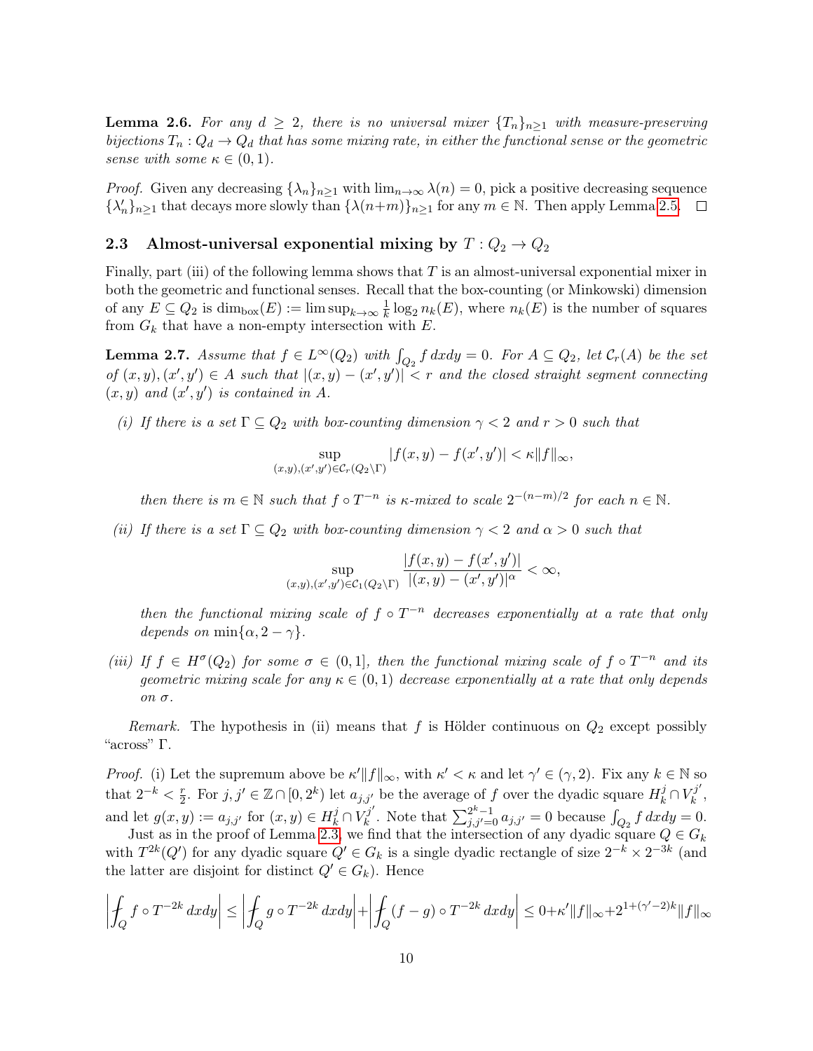**Lemma 2.6.** *For any $d \geq 2$, there is no universal mixer $\{T_n\}_{n\geq 1}$ with measure-preserving bijections $T_n : Q_d \to Q_d$ that has some mixing rate, in either the functional sense or the geometric sense with some $\kappa \in (0,1)$.*

*Proof.* Given any decreasing $\{\lambda_n\}_{n\geq 1}$ with $\lim_{n\to\infty} \lambda(n) = 0$, pick a positive decreasing sequence $\{\lambda'_n\}_{n\geq 1}$ that decays more slowly than $\{\lambda(n+m)\}_{n\geq 1}$ for any $m \in \mathbb{N}$. Then apply Lemma 2.5. $\square$

### 2.3 Almost-universal exponential mixing by $T : Q_2 \to Q_2$

Finally, part (iii) of the following lemma shows that $T$ is an almost-universal exponential mixer in both the geometric and functional senses. Recall that the box-counting (or Minkowski) dimension of any $E \subseteq Q_2$ is $\dim_{\text{box}}(E) := \limsup_{k\to\infty} \frac{1}{k} \log_2 n_k(E)$, where $n_k(E)$ is the number of squares from $G_k$ that have a non-empty intersection with $E$.

**Lemma 2.7.** *Assume that $f \in L^\infty(Q_2)$ with $\int_{Q_2} f\, dxdy = 0$. For $A \subseteq Q_2$, let $\mathcal{C}_r(A)$ be the set of $(x,y), (x',y') \in A$ such that $|(x,y) - (x',y')| < r$ and the closed straight segment connecting $(x,y)$ and $(x',y')$ is contained in $A$.*

*(i) If there is a set $\Gamma \subseteq Q_2$ with box-counting dimension $\gamma < 2$ and $r > 0$ such that*

$$\sup_{(x,y),(x',y')\in\mathcal{C}_r(Q_2\setminus\Gamma)} |f(x,y) - f(x',y')| < \kappa \|f\|_\infty,$$

*then there is $m \in \mathbb{N}$ such that $f \circ T^{-n}$ is $\kappa$-mixed to scale $2^{-(n-m)/2}$ for each $n \in \mathbb{N}$.*

*(ii) If there is a set $\Gamma \subseteq Q_2$ with box-counting dimension $\gamma < 2$ and $\alpha > 0$ such that*

$$\sup_{(x,y),(x',y')\in\mathcal{C}_1(Q_2\setminus\Gamma)} \frac{|f(x,y) - f(x',y')|}{|(x,y) - (x',y')|^\alpha} < \infty,$$

*then the functional mixing scale of $f \circ T^{-n}$ decreases exponentially at a rate that only depends on $\min\{\alpha, 2-\gamma\}$.*

*(iii) If $f \in H^\sigma(Q_2)$ for some $\sigma \in (0,1]$, then the functional mixing scale of $f \circ T^{-n}$ and its geometric mixing scale for any $\kappa \in (0,1)$ decrease exponentially at a rate that only depends on $\sigma$.*

*Remark.* The hypothesis in (ii) means that $f$ is Hölder continuous on $Q_2$ except possibly "across" $\Gamma$.

*Proof.* (i) Let the supremum above be $\kappa'\|f\|_\infty$, with $\kappa' < \kappa$ and let $\gamma' \in (\gamma, 2)$. Fix any $k \in \mathbb{N}$ so that $2^{-k} < \frac{r}{2}$. For $j, j' \in \mathbb{Z} \cap [0, 2^k)$ let $a_{j,j'}$ be the average of $f$ over the dyadic square $H_k^j \cap V_k^{j'}$, and let $g(x,y) := a_{j,j'}$ for $(x,y) \in H_k^j \cap V_k^{j'}$. Note that $\sum_{j,j'=0}^{2^k-1} a_{j,j'} = 0$ because $\int_{Q_2} f\, dxdy = 0$.

Just as in the proof of Lemma 2.3, we find that the intersection of any dyadic square $Q \in G_k$ with $T^{2k}(Q')$ for any dyadic square $Q' \in G_k$ is a single dyadic rectangle of size $2^{-k} \times 2^{-3k}$ (and the latter are disjoint for distinct $Q' \in G_k$). Hence

$$\left| \fint_Q f \circ T^{-2k}\, dxdy \right| \leq \left| \fint_Q g \circ T^{-2k}\, dxdy \right| + \left| \fint_Q (f-g) \circ T^{-2k}\, dxdy \right| \leq 0 + \kappa'\|f\|_\infty + 2^{1+(\gamma'-2)k}\|f\|_\infty$$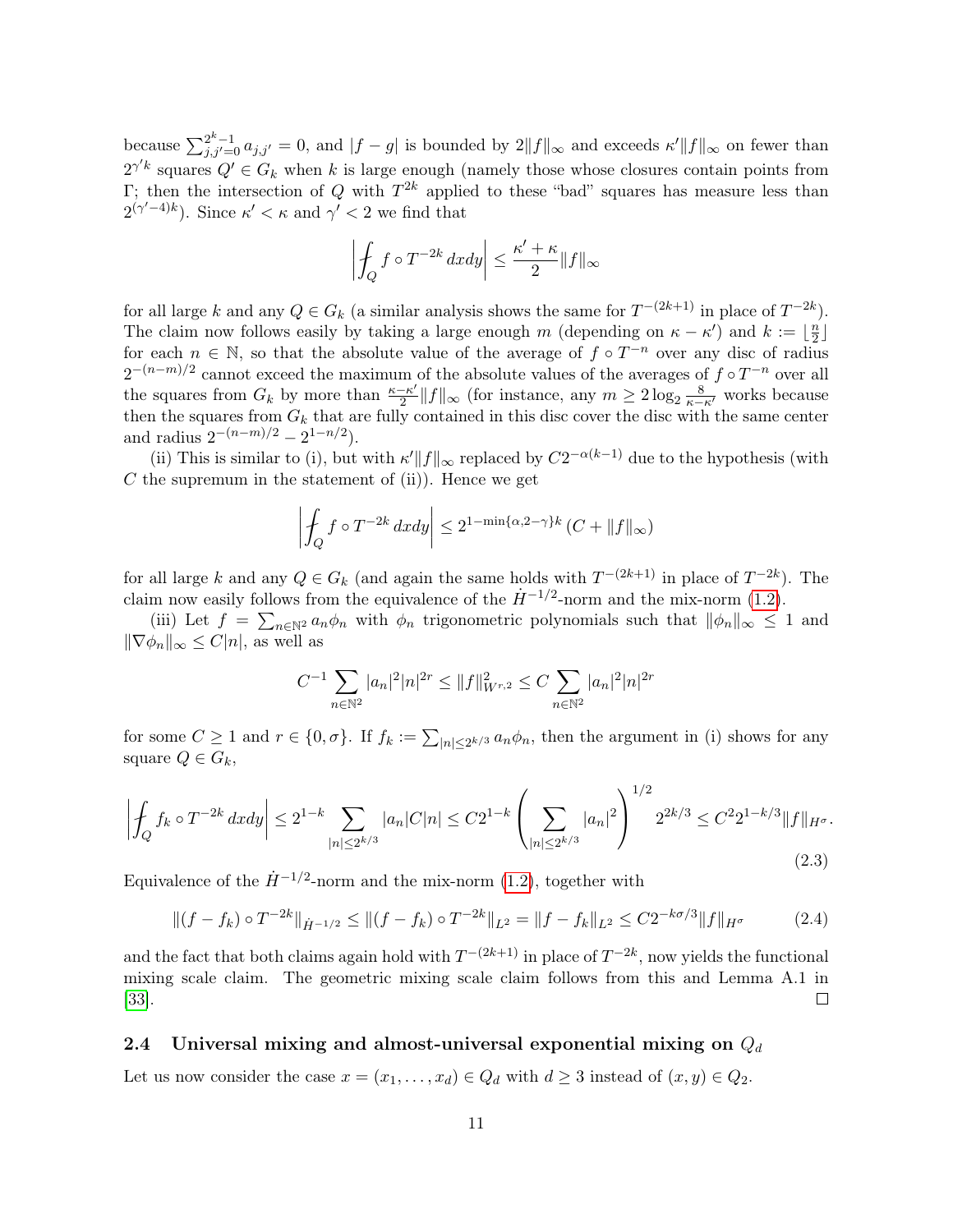because $\sum_{j,j'=0}^{2^k-1} a_{j,j'} = 0$, and $|f-g|$ is bounded by $2\|f\|_\infty$ and exceeds $\kappa'\|f\|_\infty$ on fewer than $2^{\gamma' k}$ squares $Q' \in G_k$ when $k$ is large enough (namely those whose closures contain points from $\Gamma$; then the intersection of $Q$ with $T^{2k}$ applied to these "bad" squares has measure less than $2^{(\gamma'-4)k}$). Since $\kappa' < \kappa$ and $\gamma' < 2$ we find that

$$\left| \fint_Q f \circ T^{-2k}\, dxdy \right| \le \frac{\kappa' + \kappa}{2} \|f\|_\infty$$

for all large $k$ and any $Q \in G_k$ (a similar analysis shows the same for $T^{-(2k+1)}$ in place of $T^{-2k}$). The claim now follows easily by taking a large enough $m$ (depending on $\kappa - \kappa'$) and $k := \lfloor \frac{n}{2} \rfloor$ for each $n \in \mathbb{N}$, so that the absolute value of the average of $f \circ T^{-n}$ over any disc of radius $2^{-(n-m)/2}$ cannot exceed the maximum of the absolute values of the averages of $f \circ T^{-n}$ over all the squares from $G_k$ by more than $\frac{\kappa - \kappa'}{2}\|f\|_\infty$ (for instance, any $m \ge 2\log_2 \frac{8}{\kappa - \kappa'}$ works because then the squares from $G_k$ that are fully contained in this disc cover the disc with the same center and radius $2^{-(n-m)/2} - 2^{1-n/2}$).

(ii) This is similar to (i), but with $\kappa'\|f\|_\infty$ replaced by $C2^{-\alpha(k-1)}$ due to the hypothesis (with $C$ the supremum in the statement of (ii)). Hence we get

$$\left| \fint_Q f \circ T^{-2k}\, dxdy \right| \le 2^{1-\min\{\alpha, 2-\gamma\}k} \left( C + \|f\|_\infty \right)$$

for all large $k$ and any $Q \in G_k$ (and again the same holds with $T^{-(2k+1)}$ in place of $T^{-2k}$). The claim now easily follows from the equivalence of the $\dot{H}^{-1/2}$-norm and the mix-norm (1.2).

(iii) Let $f = \sum_{n \in \mathbb{N}^2} a_n \phi_n$ with $\phi_n$ trigonometric polynomials such that $\|\phi_n\|_\infty \le 1$ and $\|\nabla \phi_n\|_\infty \le C|n|$, as well as

$$C^{-1} \sum_{n \in \mathbb{N}^2} |a_n|^2 |n|^{2r} \le \|f\|^2_{W^{r,2}} \le C \sum_{n \in \mathbb{N}^2} |a_n|^2 |n|^{2r}$$

for some $C \ge 1$ and $r \in \{0, \sigma\}$. If $f_k := \sum_{|n| \le 2^{k/3}} a_n \phi_n$, then the argument in (i) shows for any square $Q \in G_k$,

$$\left| \fint_Q f_k \circ T^{-2k}\, dxdy \right| \le 2^{1-k} \sum_{|n| \le 2^{k/3}} |a_n| C|n| \le C 2^{1-k} \left( \sum_{|n| \le 2^{k/3}} |a_n|^2 \right)^{1/2} 2^{2k/3} \le C^2 2^{1-k/3} \|f\|_{H^\sigma}. \tag{2.3}$$

Equivalence of the $\dot{H}^{-1/2}$-norm and the mix-norm (1.2), together with

$$\|(f - f_k) \circ T^{-2k}\|_{\dot{H}^{-1/2}} \le \|(f - f_k) \circ T^{-2k}\|_{L^2} = \|f - f_k\|_{L^2} \le C 2^{-k\sigma/3} \|f\|_{H^\sigma} \tag{2.4}$$

and the fact that both claims again hold with $T^{-(2k+1)}$ in place of $T^{-2k}$, now yields the functional mixing scale claim. The geometric mixing scale claim follows from this and Lemma A.1 in [33]. □

## 2.4 Universal mixing and almost-universal exponential mixing on $Q_d$

Let us now consider the case $x = (x_1, \dots, x_d) \in Q_d$ with $d \ge 3$ instead of $(x, y) \in Q_2$.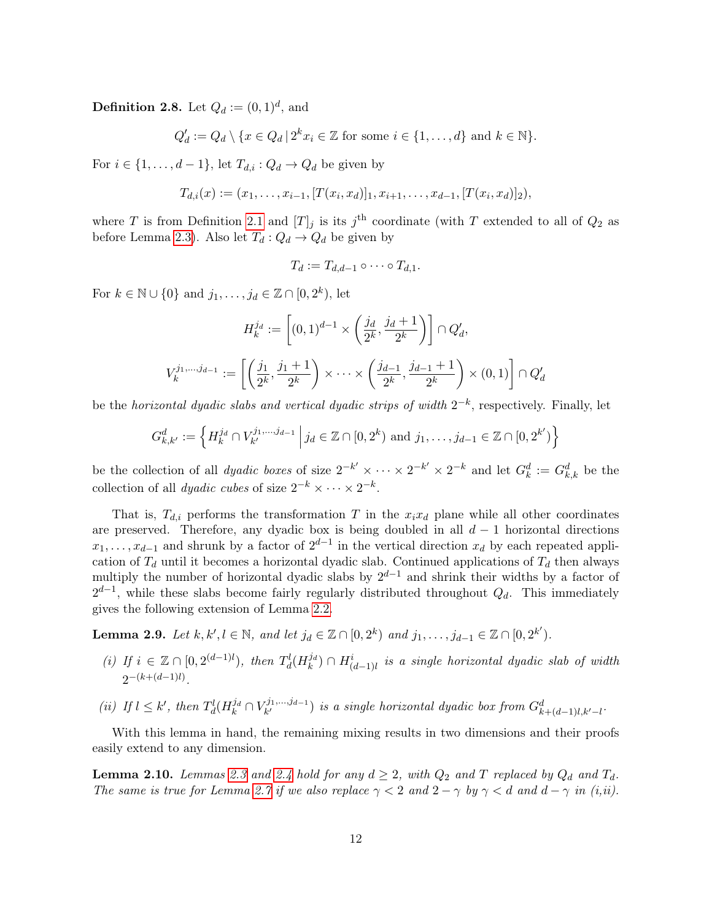**Definition 2.8.** Let $Q_d := (0,1)^d$, and

$$Q'_d := Q_d \setminus \{x \in Q_d \,|\, 2^k x_i \in \mathbb{Z} \text{ for some } i \in \{1,\dots,d\} \text{ and } k \in \mathbb{N}\}.$$

For $i \in \{1,\dots,d-1\}$, let $T_{d,i} : Q_d \to Q_d$ be given by

$$T_{d,i}(x) := (x_1,\dots,x_{i-1},[T(x_i,x_d)]_1,x_{i+1},\dots,x_{d-1},[T(x_i,x_d)]_2),$$

where $T$ is from Definition 2.1 and $[T]_j$ is its $j^{\text{th}}$ coordinate (with $T$ extended to all of $Q_2$ as before Lemma 2.3). Also let $T_d : Q_d \to Q_d$ be given by

$$T_d := T_{d,d-1} \circ \cdots \circ T_{d,1}.$$

For $k \in \mathbb{N} \cup \{0\}$ and $j_1,\dots,j_d \in \mathbb{Z} \cap [0,2^k)$, let

$$H_k^{j_d} := \left[(0,1)^{d-1} \times \left(\frac{j_d}{2^k},\frac{j_d+1}{2^k}\right)\right] \cap Q'_d,$$

$$V_k^{j_1,\dots,j_{d-1}} := \left[\left(\frac{j_1}{2^k},\frac{j_1+1}{2^k}\right) \times \cdots \times \left(\frac{j_{d-1}}{2^k},\frac{j_{d-1}+1}{2^k}\right) \times (0,1)\right] \cap Q'_d$$

be the *horizontal dyadic slabs and vertical dyadic strips of width* $2^{-k}$, respectively. Finally, let

$$G_{k,k'}^d := \left\{ H_k^{j_d} \cap V_{k'}^{j_1,\dots,j_{d-1}} \,\middle|\, j_d \in \mathbb{Z} \cap [0,2^k) \text{ and } j_1,\dots,j_{d-1} \in \mathbb{Z} \cap [0,2^{k'}) \right\}$$

be the collection of all *dyadic boxes* of size $2^{-k'} \times \cdots \times 2^{-k'} \times 2^{-k}$ and let $G_k^d := G_{k,k}^d$ be the collection of all *dyadic cubes* of size $2^{-k} \times \cdots \times 2^{-k}$.

That is, $T_{d,i}$ performs the transformation $T$ in the $x_i x_d$ plane while all other coordinates are preserved. Therefore, any dyadic box is being doubled in all $d-1$ horizontal directions $x_1,\dots,x_{d-1}$ and shrunk by a factor of $2^{d-1}$ in the vertical direction $x_d$ by each repeated application of $T_d$ until it becomes a horizontal dyadic slab. Continued applications of $T_d$ then always multiply the number of horizontal dyadic slabs by $2^{d-1}$ and shrink their widths by a factor of $2^{d-1}$, while these slabs become fairly regularly distributed throughout $Q_d$. This immediately gives the following extension of Lemma 2.2.

**Lemma 2.9.** *Let $k,k',l \in \mathbb{N}$, and let $j_d \in \mathbb{Z} \cap [0,2^k)$ and $j_1,\dots,j_{d-1} \in \mathbb{Z} \cap [0,2^{k'})$.*

*(i) If $i \in \mathbb{Z} \cap [0,2^{(d-1)l})$, then $T_d^l(H_k^{j_d}) \cap H_{(d-1)l}^i$ is a single horizontal dyadic slab of width $2^{-(k+(d-1)l)}$.*

*(ii) If $l \le k'$, then $T_d^l(H_k^{j_d} \cap V_{k'}^{j_1,\dots,j_{d-1}})$ is a single horizontal dyadic box from $G_{k+(d-1)l,k'-l}^d$.*

With this lemma in hand, the remaining mixing results in two dimensions and their proofs easily extend to any dimension.

**Lemma 2.10.** *Lemmas 2.3 and 2.4 hold for any $d \ge 2$, with $Q_2$ and $T$ replaced by $Q_d$ and $T_d$. The same is true for Lemma 2.7 if we also replace $\gamma < 2$ and $2-\gamma$ by $\gamma < d$ and $d-\gamma$ in (i,ii).*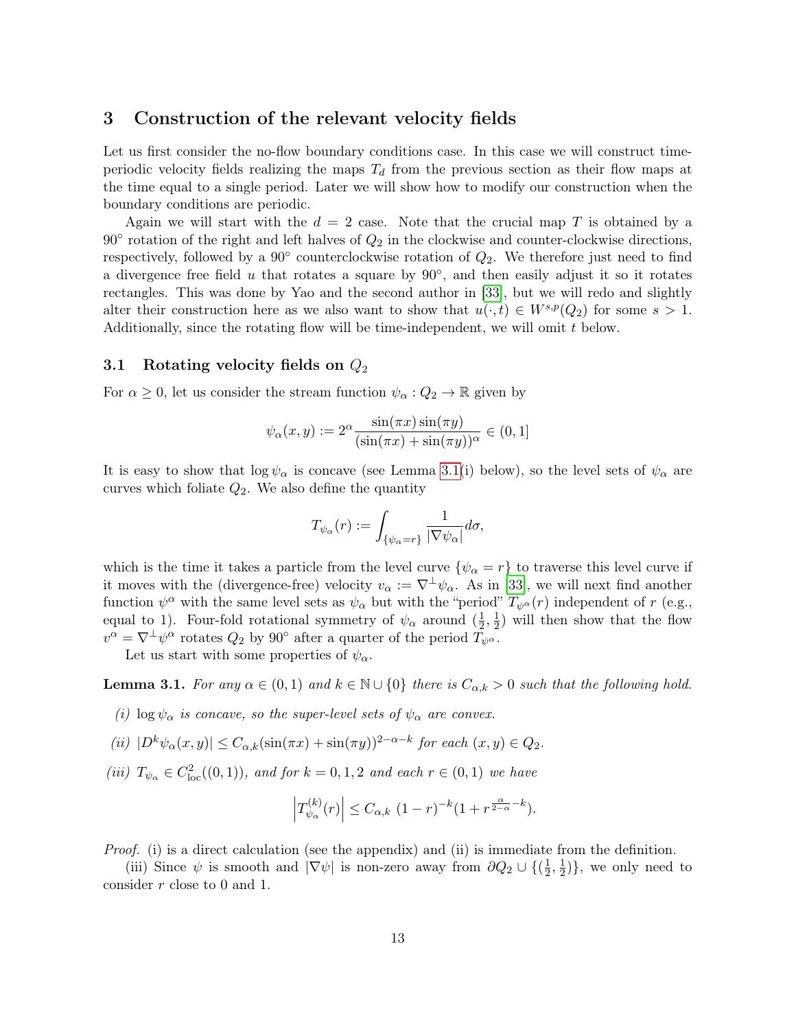## 3 Construction of the relevant velocity fields

Let us first consider the no-flow boundary conditions case. In this case we will construct time-periodic velocity fields realizing the maps $T_d$ from the previous section as their flow maps at the time equal to a single period. Later we will show how to modify our construction when the boundary conditions are periodic.

Again we will start with the $d = 2$ case. Note that the crucial map $T$ is obtained by a $90^\circ$ rotation of the right and left halves of $Q_2$ in the clockwise and counter-clockwise directions, respectively, followed by a $90^\circ$ counterclockwise rotation of $Q_2$. We therefore just need to find a divergence free field $u$ that rotates a square by $90^\circ$, and then easily adjust it so it rotates rectangles. This was done by Yao and the second author in [33], but we will redo and slightly alter their construction here as we also want to show that $u(\cdot, t) \in W^{s,p}(Q_2)$ for some $s > 1$. Additionally, since the rotating flow will be time-independent, we will omit $t$ below.

### 3.1 Rotating velocity fields on $Q_2$

For $\alpha \geq 0$, let us consider the stream function $\psi_\alpha : Q_2 \to \mathbb{R}$ given by

$$\psi_\alpha(x, y) := 2^\alpha \frac{\sin(\pi x) \sin(\pi y)}{(\sin(\pi x) + \sin(\pi y))^\alpha} \in (0, 1]$$

It is easy to show that $\log \psi_\alpha$ is concave (see Lemma 3.1(i) below), so the level sets of $\psi_\alpha$ are curves which foliate $Q_2$. We also define the quantity

$$T_{\psi_\alpha}(r) := \int_{\{\psi_\alpha = r\}} \frac{1}{|\nabla \psi_\alpha|} d\sigma,$$

which is the time it takes a particle from the level curve $\{\psi_\alpha = r\}$ to traverse this level curve if it moves with the (divergence-free) velocity $v_\alpha := \nabla^\perp \psi_\alpha$. As in [33], we will next find another function $\psi^\alpha$ with the same level sets as $\psi_\alpha$ but with the "period" $T_{\psi^\alpha}(r)$ independent of $r$ (e.g., equal to 1). Four-fold rotational symmetry of $\psi_\alpha$ around $(\frac{1}{2}, \frac{1}{2})$ will then show that the flow $v^\alpha = \nabla^\perp \psi^\alpha$ rotates $Q_2$ by $90^\circ$ after a quarter of the period $T_{\psi^\alpha}$.

Let us start with some properties of $\psi_\alpha$.

**Lemma 3.1.** *For any $\alpha \in (0, 1)$ and $k \in \mathbb{N} \cup \{0\}$ there is $C_{\alpha,k} > 0$ such that the following hold.*

*(i) $\log \psi_\alpha$ is concave, so the super-level sets of $\psi_\alpha$ are convex.*

*(ii) $|D^k \psi_\alpha(x, y)| \leq C_{\alpha,k} (\sin(\pi x) + \sin(\pi y))^{2-\alpha-k}$ for each $(x, y) \in Q_2$.*

*(iii) $T_{\psi_\alpha} \in C^2_{\mathrm{loc}}((0, 1))$, and for $k = 0, 1, 2$ and each $r \in (0, 1)$ we have*

$$\left| T^{(k)}_{\psi_\alpha}(r) \right| \leq C_{\alpha,k} \, (1 - r)^{-k} (1 + r^{\frac{\alpha}{2-\alpha} - k}).$$

*Proof.* (i) is a direct calculation (see the appendix) and (ii) is immediate from the definition.

(iii) Since $\psi$ is smooth and $|\nabla \psi|$ is non-zero away from $\partial Q_2 \cup \{(\frac{1}{2}, \frac{1}{2})\}$, we only need to consider $r$ close to 0 and 1.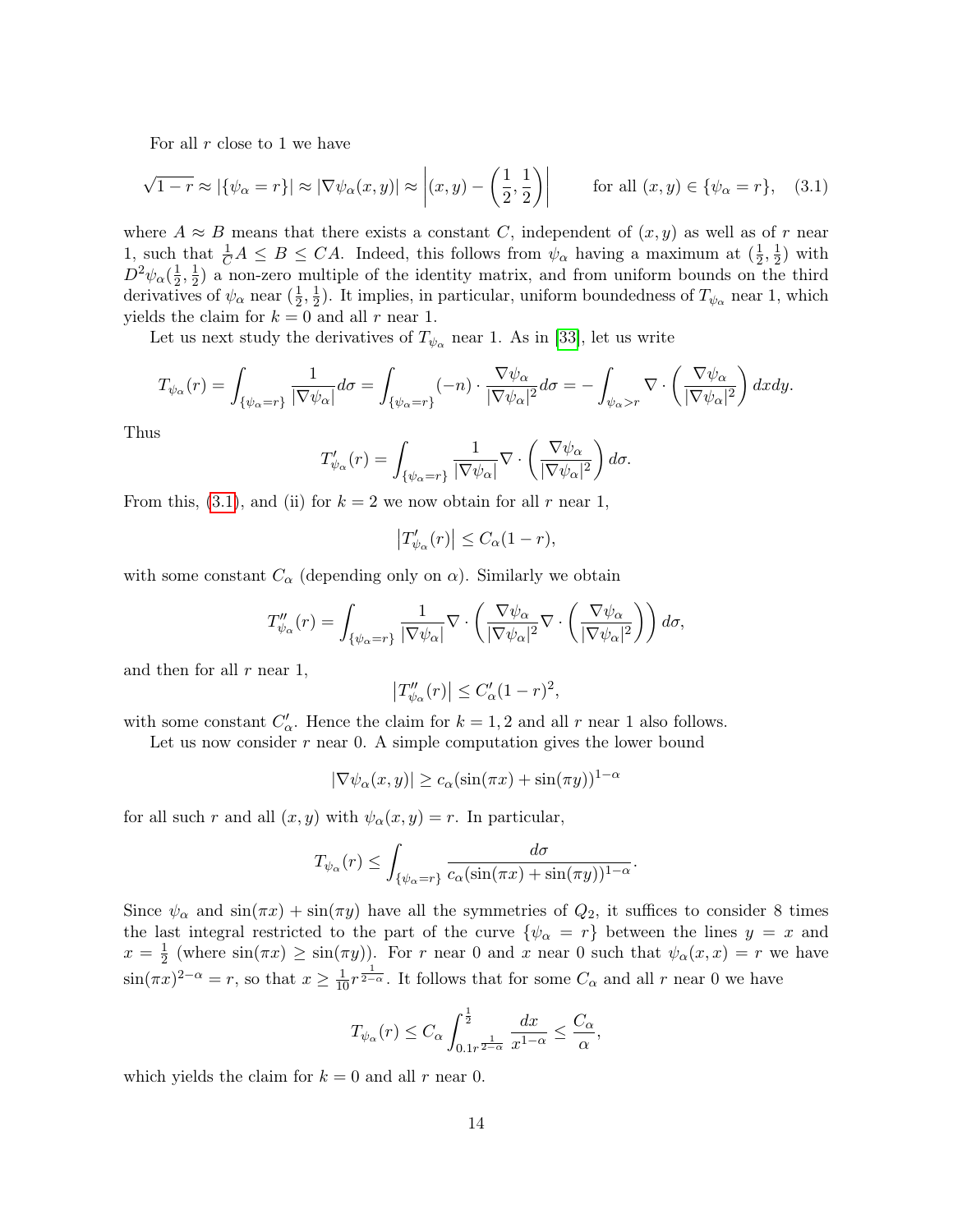For all $r$ close to 1 we have

$$\sqrt{1-r} \approx |\{\psi_\alpha = r\}| \approx |\nabla \psi_\alpha(x,y)| \approx \left|(x,y) - \left(\frac{1}{2}, \frac{1}{2}\right)\right| \qquad \text{for all } (x,y) \in \{\psi_\alpha = r\}, \quad (3.1)$$

where $A \approx B$ means that there exists a constant $C$, independent of $(x,y)$ as well as of $r$ near 1, such that $\frac{1}{C}A \le B \le CA$. Indeed, this follows from $\psi_\alpha$ having a maximum at $(\frac{1}{2}, \frac{1}{2})$ with $D^2\psi_\alpha(\frac{1}{2}, \frac{1}{2})$ a non-zero multiple of the identity matrix, and from uniform bounds on the third derivatives of $\psi_\alpha$ near $(\frac{1}{2}, \frac{1}{2})$. It implies, in particular, uniform boundedness of $T_{\psi_\alpha}$ near 1, which yields the claim for $k = 0$ and all $r$ near 1.

Let us next study the derivatives of $T_{\psi_\alpha}$ near 1. As in [33], let us write

$$T_{\psi_\alpha}(r) = \int_{\{\psi_\alpha = r\}} \frac{1}{|\nabla \psi_\alpha|} d\sigma = \int_{\{\psi_\alpha = r\}} (-n) \cdot \frac{\nabla \psi_\alpha}{|\nabla \psi_\alpha|^2} d\sigma = -\int_{\psi_\alpha > r} \nabla \cdot \left(\frac{\nabla \psi_\alpha}{|\nabla \psi_\alpha|^2}\right) dxdy.$$

Thus

$$T'_{\psi_\alpha}(r) = \int_{\{\psi_\alpha = r\}} \frac{1}{|\nabla \psi_\alpha|} \nabla \cdot \left(\frac{\nabla \psi_\alpha}{|\nabla \psi_\alpha|^2}\right) d\sigma.$$

From this, (3.1), and (ii) for $k = 2$ we now obtain for all $r$ near 1,

$$\left|T'_{\psi_\alpha}(r)\right| \le C_\alpha(1-r),$$

with some constant $C_\alpha$ (depending only on $\alpha$). Similarly we obtain

$$T''_{\psi_\alpha}(r) = \int_{\{\psi_\alpha = r\}} \frac{1}{|\nabla \psi_\alpha|} \nabla \cdot \left(\frac{\nabla \psi_\alpha}{|\nabla \psi_\alpha|^2} \nabla \cdot \left(\frac{\nabla \psi_\alpha}{|\nabla \psi_\alpha|^2}\right)\right) d\sigma,$$

and then for all $r$ near 1,

$$\left|T''_{\psi_\alpha}(r)\right| \le C'_\alpha(1-r)^2,$$

with some constant $C'_\alpha$. Hence the claim for $k = 1, 2$ and all $r$ near 1 also follows.

Let us now consider $r$ near 0. A simple computation gives the lower bound

$$|\nabla \psi_\alpha(x,y)| \ge c_\alpha(\sin(\pi x) + \sin(\pi y))^{1-\alpha}$$

for all such $r$ and all $(x,y)$ with $\psi_\alpha(x,y) = r$. In particular,

$$T_{\psi_\alpha}(r) \le \int_{\{\psi_\alpha = r\}} \frac{d\sigma}{c_\alpha(\sin(\pi x) + \sin(\pi y))^{1-\alpha}}.$$

Since $\psi_\alpha$ and $\sin(\pi x) + \sin(\pi y)$ have all the symmetries of $Q_2$, it suffices to consider 8 times the last integral restricted to the part of the curve $\{\psi_\alpha = r\}$ between the lines $y = x$ and $x = \frac{1}{2}$ (where $\sin(\pi x) \ge \sin(\pi y)$). For $r$ near 0 and $x$ near 0 such that $\psi_\alpha(x,x) = r$ we have $\sin(\pi x)^{2-\alpha} = r$, so that $x \ge \frac{1}{10} r^{\frac{1}{2-\alpha}}$. It follows that for some $C_\alpha$ and all $r$ near 0 we have

$$T_{\psi_\alpha}(r) \le C_\alpha \int_{0.1 r^{\frac{1}{2-\alpha}}}^{\frac{1}{2}} \frac{dx}{x^{1-\alpha}} \le \frac{C_\alpha}{\alpha},$$

which yields the claim for $k = 0$ and all $r$ near 0.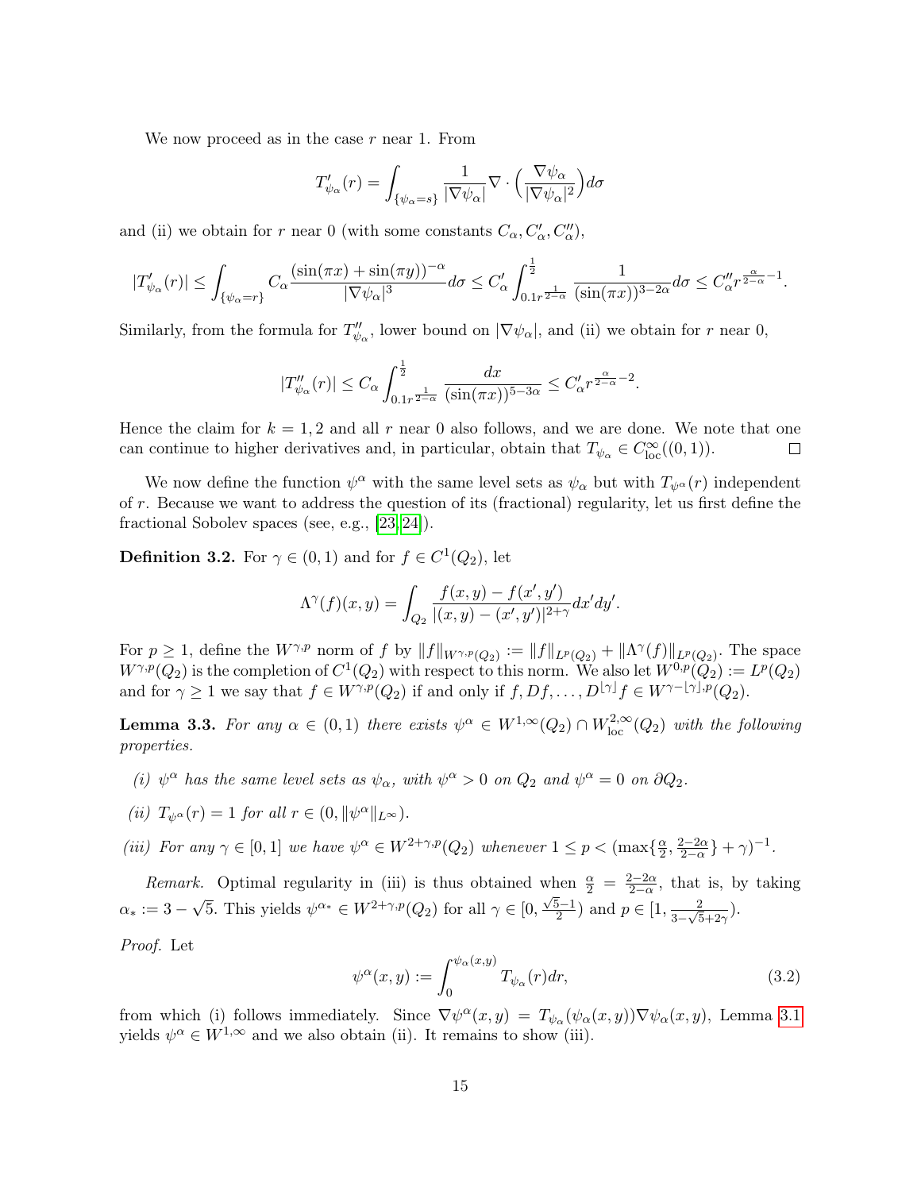We now proceed as in the case $r$ near 1. From

$$T'_{\psi_\alpha}(r) = \int_{\{\psi_\alpha = s\}} \frac{1}{|\nabla \psi_\alpha|} \nabla \cdot \Big( \frac{\nabla \psi_\alpha}{|\nabla \psi_\alpha|^2} \Big) d\sigma$$

and (ii) we obtain for $r$ near 0 (with some constants $C_\alpha, C'_\alpha, C''_\alpha$),

$$|T'_{\psi_\alpha}(r)| \le \int_{\{\psi_\alpha = r\}} C_\alpha \frac{(\sin(\pi x) + \sin(\pi y))^{-\alpha}}{|\nabla \psi_\alpha|^3} d\sigma \le C'_\alpha \int_{0.1 r^{\frac{1}{2-\alpha}}}^{\frac{1}{2}} \frac{1}{(\sin(\pi x))^{3-2\alpha}} d\sigma \le C''_\alpha r^{\frac{\alpha}{2-\alpha}-1}.$$

Similarly, from the formula for $T''_{\psi_\alpha}$, lower bound on $|\nabla \psi_\alpha|$, and (ii) we obtain for $r$ near 0,

$$|T''_{\psi_\alpha}(r)| \le C_\alpha \int_{0.1 r^{\frac{1}{2-\alpha}}}^{\frac{1}{2}} \frac{dx}{(\sin(\pi x))^{5-3\alpha}} \le C'_\alpha r^{\frac{\alpha}{2-\alpha}-2}.$$

Hence the claim for $k = 1, 2$ and all $r$ near 0 also follows, and we are done. We note that one can continue to higher derivatives and, in particular, obtain that $T_{\psi_\alpha} \in C^\infty_{\mathrm{loc}}((0,1))$. $\square$

We now define the function $\psi^\alpha$ with the same level sets as $\psi_\alpha$ but with $T_{\psi^\alpha}(r)$ independent of $r$. Because we want to address the question of its (fractional) regularity, let us first define the fractional Sobolev spaces (see, e.g., [23, 24]).

**Definition 3.2.** For $\gamma \in (0,1)$ and for $f \in C^1(Q_2)$, let

$$\Lambda^\gamma(f)(x,y) = \int_{Q_2} \frac{f(x,y) - f(x',y')}{|(x,y) - (x',y')|^{2+\gamma}} dx'dy'.$$

For $p \ge 1$, define the $W^{\gamma,p}$ norm of $f$ by $\|f\|_{W^{\gamma,p}(Q_2)} := \|f\|_{L^p(Q_2)} + \|\Lambda^\gamma(f)\|_{L^p(Q_2)}$. The space $W^{\gamma,p}(Q_2)$ is the completion of $C^1(Q_2)$ with respect to this norm. We also let $W^{0,p}(Q_2) := L^p(Q_2)$ and for $\gamma \ge 1$ we say that $f \in W^{\gamma,p}(Q_2)$ if and only if $f, Df, \dots, D^{\lfloor \gamma \rfloor} f \in W^{\gamma - \lfloor \gamma \rfloor, p}(Q_2)$.

**Lemma 3.3.** *For any $\alpha \in (0,1)$ there exists $\psi^\alpha \in W^{1,\infty}(Q_2) \cap W^{2,\infty}_{\mathrm{loc}}(Q_2)$ with the following properties.*

*(i) $\psi^\alpha$ has the same level sets as $\psi_\alpha$, with $\psi^\alpha > 0$ on $Q_2$ and $\psi^\alpha = 0$ on $\partial Q_2$.*

*(ii) $T_{\psi^\alpha}(r) = 1$ for all $r \in (0, \|\psi^\alpha\|_{L^\infty})$.*

*(iii) For any $\gamma \in [0,1]$ we have $\psi^\alpha \in W^{2+\gamma,p}(Q_2)$ whenever $1 \le p < (\max\{\frac{\alpha}{2}, \frac{2-2\alpha}{2-\alpha}\} + \gamma)^{-1}$.*

*Remark.* Optimal regularity in (iii) is thus obtained when $\frac{\alpha}{2} = \frac{2-2\alpha}{2-\alpha}$, that is, by taking $\alpha_* := 3 - \sqrt{5}$. This yields $\psi^{\alpha_*} \in W^{2+\gamma,p}(Q_2)$ for all $\gamma \in [0, \frac{\sqrt{5}-1}{2})$ and $p \in [1, \frac{2}{3-\sqrt{5}+2\gamma})$.

*Proof.* Let

$$\psi^\alpha(x,y) := \int_0^{\psi_\alpha(x,y)} T_{\psi_\alpha}(r) dr, \tag{3.2}$$

from which (i) follows immediately. Since $\nabla \psi^\alpha(x,y) = T_{\psi_\alpha}(\psi_\alpha(x,y)) \nabla \psi_\alpha(x,y)$, Lemma 3.1 yields $\psi^\alpha \in W^{1,\infty}$ and we also obtain (ii). It remains to show (iii).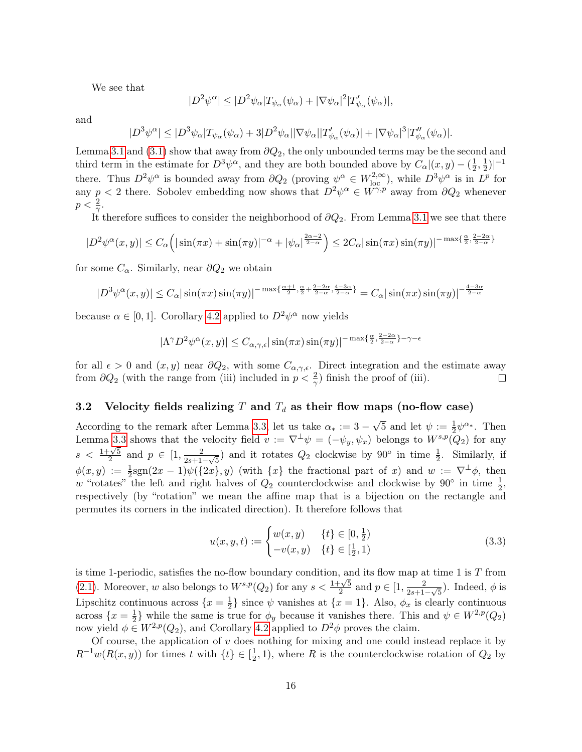We see that

$$|D^2\psi^\alpha| \leq |D^2\psi_\alpha| T_{\psi_\alpha}(\psi_\alpha) + |\nabla\psi_\alpha|^2 |T'_{\psi_\alpha}(\psi_\alpha)|,$$

and

$$|D^3\psi^\alpha| \leq |D^3\psi_\alpha| T_{\psi_\alpha}(\psi_\alpha) + 3|D^2\psi_\alpha||\nabla\psi_\alpha||T'_{\psi_\alpha}(\psi_\alpha)| + |\nabla\psi_\alpha|^3 |T''_{\psi_\alpha}(\psi_\alpha)|.$$

Lemma 3.1 and (3.1) show that away from $\partial Q_2$, the only unbounded terms may be the second and third term in the estimate for $D^3\psi^\alpha$, and they are both bounded above by $C_\alpha|(x,y) - (\frac{1}{2}, \frac{1}{2})|^{-1}$ there. Thus $D^2\psi^\alpha$ is bounded away from $\partial Q_2$ (proving $\psi^\alpha \in W^{2,\infty}_{\rm loc}$), while $D^3\psi^\alpha$ is in $L^p$ for any $p < 2$ there. Sobolev embedding now shows that $D^2\psi^\alpha \in W^{\gamma,p}$ away from $\partial Q_2$ whenever $p < \frac{2}{\gamma}$.

It therefore suffices to consider the neighborhood of $\partial Q_2$. From Lemma 3.1 we see that there

$$|D^2\psi^\alpha(x,y)| \leq C_\alpha\Big(|\sin(\pi x) + \sin(\pi y)|^{-\alpha} + |\psi_\alpha|^{\frac{2\alpha-2}{2-\alpha}}\Big) \leq 2C_\alpha |\sin(\pi x)\sin(\pi y)|^{-\max\{\frac{\alpha}{2}, \frac{2-2\alpha}{2-\alpha}\}}$$

for some $C_\alpha$. Similarly, near $\partial Q_2$ we obtain

$$|D^3\psi^\alpha(x,y)| \leq C_\alpha |\sin(\pi x)\sin(\pi y)|^{-\max\{\frac{\alpha+1}{2}, \frac{\alpha}{2}+\frac{2-2\alpha}{2-\alpha}, \frac{4-3\alpha}{2-\alpha}\}} = C_\alpha |\sin(\pi x)\sin(\pi y)|^{-\frac{4-3\alpha}{2-\alpha}}$$

because $\alpha \in [0,1]$. Corollary 4.2 applied to $D^2\psi^\alpha$ now yields

$$|\Lambda^\gamma D^2\psi^\alpha(x,y)| \leq C_{\alpha,\gamma,\epsilon} |\sin(\pi x)\sin(\pi y)|^{-\max\{\frac{\alpha}{2}, \frac{2-2\alpha}{2-\alpha}\}-\gamma-\epsilon}$$

for all $\epsilon > 0$ and $(x,y)$ near $\partial Q_2$, with some $C_{\alpha,\gamma,\epsilon}$. Direct integration and the estimate away from $\partial Q_2$ (with the range from (iii) included in $p < \frac{2}{\gamma}$) finish the proof of (iii). □

### 3.2 Velocity fields realizing $T$ and $T_d$ as their flow maps (no-flow case)

According to the remark after Lemma 3.3, let us take $\alpha_* := 3 - \sqrt{5}$ and let $\psi := \frac{1}{2}\psi^{\alpha_*}$. Then Lemma 3.3 shows that the velocity field $v := \nabla^\perp\psi = (-\psi_y, \psi_x)$ belongs to $W^{s,p}(Q_2)$ for any $s < \frac{1+\sqrt{5}}{2}$ and $p \in [1, \frac{2}{2s+1-\sqrt{5}})$ and it rotates $Q_2$ clockwise by $90^\circ$ in time $\frac{1}{2}$. Similarly, if $\phi(x,y) := \frac{1}{2}\mathrm{sgn}(2x-1)\psi(\{2x\}, y)$ (with $\{x\}$ the fractional part of $x$) and $w := \nabla^\perp\phi$, then $w$ "rotates" the left and right halves of $Q_2$ counterclockwise and clockwise by $90^\circ$ in time $\frac{1}{2}$, respectively (by "rotation" we mean the affine map that is a bijection on the rectangle and permutes its corners in the indicated direction). It therefore follows that

$$u(x,y,t) := \begin{cases} w(x,y) & \{t\} \in [0, \frac{1}{2}) \\ -v(x,y) & \{t\} \in [\frac{1}{2}, 1) \end{cases} \tag{3.3}$$

is time 1-periodic, satisfies the no-flow boundary condition, and its flow map at time 1 is $T$ from (2.1). Moreover, $w$ also belongs to $W^{s,p}(Q_2)$ for any $s < \frac{1+\sqrt{5}}{2}$ and $p \in [1, \frac{2}{2s+1-\sqrt{5}})$. Indeed, $\phi$ is Lipschitz continuous across $\{x = \frac{1}{2}\}$ since $\psi$ vanishes at $\{x = 1\}$. Also, $\phi_x$ is clearly continuous across $\{x = \frac{1}{2}\}$ while the same is true for $\phi_y$ because it vanishes there. This and $\psi \in W^{2,p}(Q_2)$ now yield $\phi \in W^{2,p}(Q_2)$, and Corollary 4.2 applied to $D^2\phi$ proves the claim.

Of course, the application of $v$ does nothing for mixing and one could instead replace it by $R^{-1}w(R(x,y))$ for times $t$ with $\{t\} \in [\frac{1}{2}, 1)$, where $R$ is the counterclockwise rotation of $Q_2$ by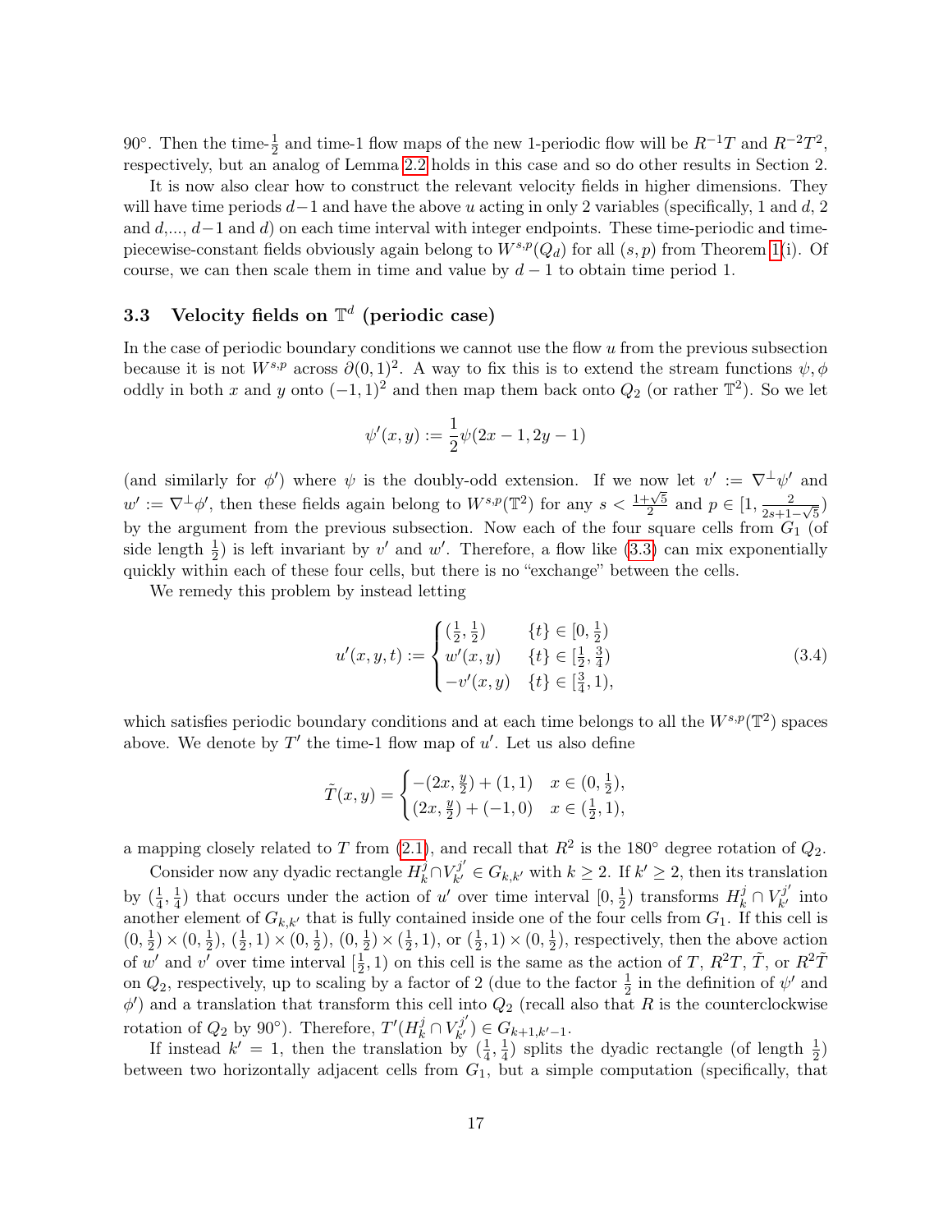90°. Then the time-$\frac{1}{2}$ and time-1 flow maps of the new 1-periodic flow will be $R^{-1}T$ and $R^{-2}T^2$, respectively, but an analog of Lemma 2.2 holds in this case and so do other results in Section 2.

It is now also clear how to construct the relevant velocity fields in higher dimensions. They will have time periods $d-1$ and have the above $u$ acting in only 2 variables (specifically, 1 and $d$, 2 and $d$,..., $d-1$ and $d$) on each time interval with integer endpoints. These time-periodic and time-piecewise-constant fields obviously again belong to $W^{s,p}(Q_d)$ for all $(s,p)$ from Theorem 1(i). Of course, we can then scale them in time and value by $d-1$ to obtain time period 1.

### 3.3 Velocity fields on $\mathbb{T}^d$ (periodic case)

In the case of periodic boundary conditions we cannot use the flow $u$ from the previous subsection because it is not $W^{s,p}$ across $\partial(0,1)^2$. A way to fix this is to extend the stream functions $\psi, \phi$ oddly in both $x$ and $y$ onto $(-1,1)^2$ and then map them back onto $Q_2$ (or rather $\mathbb{T}^2$). So we let

$$\psi'(x,y) := \frac{1}{2}\psi(2x-1, 2y-1)$$

(and similarly for $\phi'$) where $\psi$ is the doubly-odd extension. If we now let $v' := \nabla^\perp \psi'$ and $w' := \nabla^\perp \phi'$, then these fields again belong to $W^{s,p}(\mathbb{T}^2)$ for any $s < \frac{1+\sqrt{5}}{2}$ and $p \in [1, \frac{2}{2s+1-\sqrt{5}})$ by the argument from the previous subsection. Now each of the four square cells from $G_1$ (of side length $\frac{1}{2}$) is left invariant by $v'$ and $w'$. Therefore, a flow like (3.3) can mix exponentially quickly within each of these four cells, but there is no "exchange" between the cells.

We remedy this problem by instead letting

$$u'(x,y,t) := \begin{cases} (\frac{1}{2}, \frac{1}{2}) & \{t\} \in [0, \frac{1}{2}) \\ w'(x,y) & \{t\} \in [\frac{1}{2}, \frac{3}{4}) \\ -v'(x,y) & \{t\} \in [\frac{3}{4}, 1), \end{cases} \tag{3.4}$$

which satisfies periodic boundary conditions and at each time belongs to all the $W^{s,p}(\mathbb{T}^2)$ spaces above. We denote by $T'$ the time-1 flow map of $u'$. Let us also define

$$\tilde{T}(x,y) = \begin{cases} -(2x, \frac{y}{2}) + (1,1) & x \in (0, \frac{1}{2}), \\ (2x, \frac{y}{2}) + (-1, 0) & x \in (\frac{1}{2}, 1), \end{cases}$$

a mapping closely related to $T$ from (2.1), and recall that $R^2$ is the 180° degree rotation of $Q_2$.

Consider now any dyadic rectangle $H_k^j \cap V_{k'}^{j'} \in G_{k,k'}$ with $k \geq 2$. If $k' \geq 2$, then its translation by $(\frac{1}{4}, \frac{1}{4})$ that occurs under the action of $u'$ over time interval $[0, \frac{1}{2})$ transforms $H_k^j \cap V_{k'}^{j'}$ into another element of $G_{k,k'}$ that is fully contained inside one of the four cells from $G_1$. If this cell is $(0, \frac{1}{2}) \times (0, \frac{1}{2})$, $(\frac{1}{2}, 1) \times (0, \frac{1}{2})$, $(0, \frac{1}{2}) \times (\frac{1}{2}, 1)$, or $(\frac{1}{2}, 1) \times (0, \frac{1}{2})$, respectively, then the above action of $w'$ and $v'$ over time interval $[\frac{1}{2}, 1)$ on this cell is the same as the action of $T$, $R^2T$, $\tilde{T}$, or $R^2\tilde{T}$ on $Q_2$, respectively, up to scaling by a factor of 2 (due to the factor $\frac{1}{2}$ in the definition of $\psi'$ and $\phi'$) and a translation that transform this cell into $Q_2$ (recall also that $R$ is the counterclockwise rotation of $Q_2$ by 90°). Therefore, $T'(H_k^j \cap V_{k'}^{j'}) \in G_{k+1,k'-1}$.

If instead $k' = 1$, then the translation by $(\frac{1}{4}, \frac{1}{4})$ splits the dyadic rectangle (of length $\frac{1}{2}$) between two horizontally adjacent cells from $G_1$, but a simple computation (specifically, that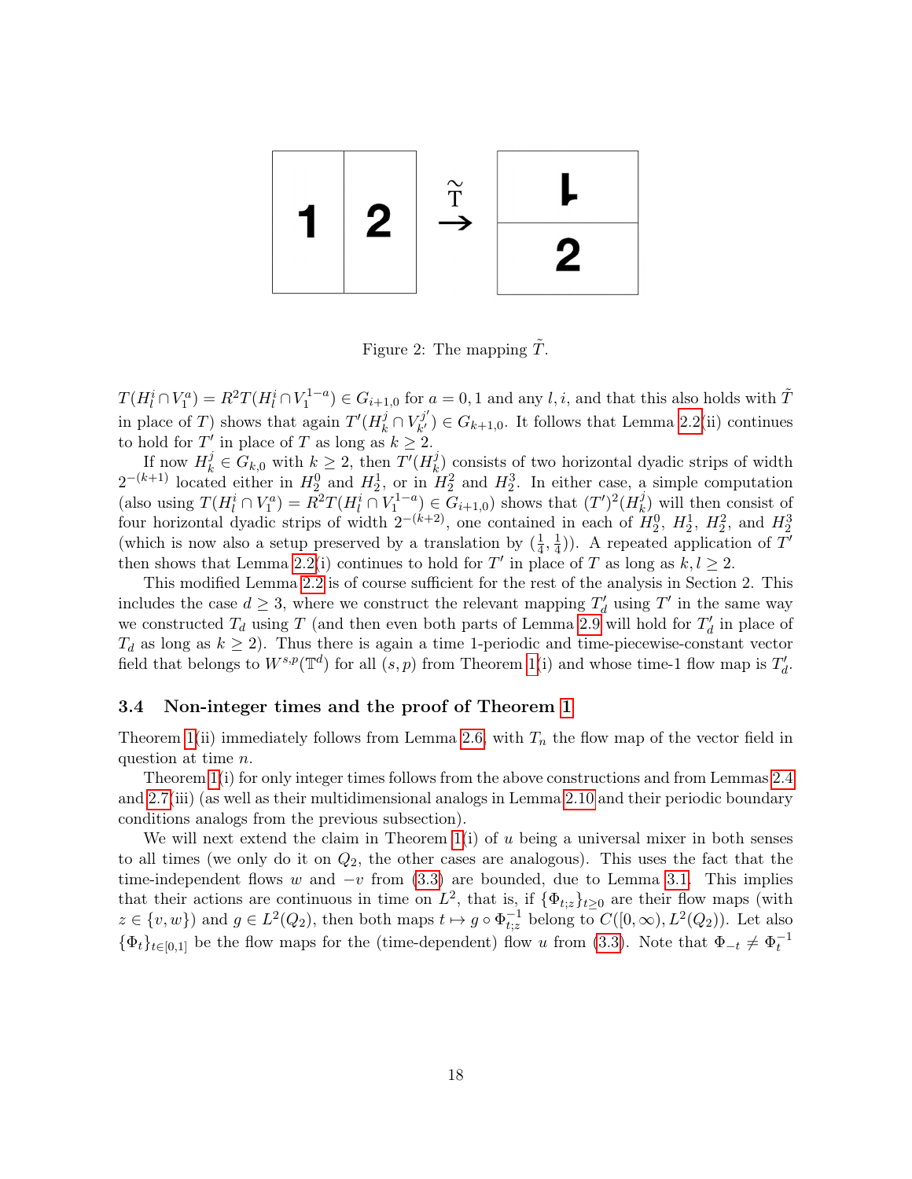Figure 2: The mapping $\tilde{T}$.

$T(H_l^i \cap V_1^a) = R^2 T(H_l^i \cap V_1^{1-a}) \in G_{i+1,0}$ for $a = 0, 1$ and any $l, i$, and that this also holds with $\tilde{T}$ in place of $T$) shows that again $T'(H_k^j \cap V_{k'}^{j'}) \in G_{k+1,0}$. It follows that Lemma 2.2(ii) continues to hold for $T'$ in place of $T$ as long as $k \geq 2$.

If now $H_k^j \in G_{k,0}$ with $k \geq 2$, then $T'(H_k^j)$ consists of two horizontal dyadic strips of width $2^{-(k+1)}$ located either in $H_2^0$ and $H_2^1$, or in $H_2^2$ and $H_2^3$. In either case, a simple computation (also using $T(H_l^i \cap V_1^a) = R^2 T(H_l^i \cap V_1^{1-a}) \in G_{i+1,0}$) shows that $(T')^2(H_k^j)$ will then consist of four horizontal dyadic strips of width $2^{-(k+2)}$, one contained in each of $H_2^0$, $H_2^1$, $H_2^2$, and $H_2^3$ (which is now also a setup preserved by a translation by $(\frac{1}{4}, \frac{1}{4})$). A repeated application of $T'$ then shows that Lemma 2.2(i) continues to hold for $T'$ in place of $T$ as long as $k, l \geq 2$.

This modified Lemma 2.2 is of course sufficient for the rest of the analysis in Section 2. This includes the case $d \geq 3$, where we construct the relevant mapping $T'_d$ using $T'$ in the same way we constructed $T_d$ using $T$ (and then even both parts of Lemma 2.9 will hold for $T'_d$ in place of $T_d$ as long as $k \geq 2$). Thus there is again a time 1-periodic and time-piecewise-constant vector field that belongs to $W^{s,p}(\mathbb{T}^d)$ for all $(s,p)$ from Theorem 1(i) and whose time-1 flow map is $T'_d$.

### 3.4 Non-integer times and the proof of Theorem 1

Theorem 1(ii) immediately follows from Lemma 2.6, with $T_n$ the flow map of the vector field in question at time $n$.

Theorem 1(i) for only integer times follows from the above constructions and from Lemmas 2.4 and 2.7(iii) (as well as their multidimensional analogs in Lemma 2.10 and their periodic boundary conditions analogs from the previous subsection).

We will next extend the claim in Theorem 1(i) of $u$ being a universal mixer in both senses to all times (we only do it on $Q_2$, the other cases are analogous). This uses the fact that the time-independent flows $w$ and $-v$ from (3.3) are bounded, due to Lemma 3.1. This implies that their actions are continuous in time on $L^2$, that is, if $\{\Phi_{t;z}\}_{t \geq 0}$ are their flow maps (with $z \in \{v, w\}$) and $g \in L^2(Q_2)$, then both maps $t \mapsto g \circ \Phi_{t;z}^{-1}$ belong to $C([0,\infty), L^2(Q_2))$. Let also $\{\Phi_t\}_{t \in [0,1]}$ be the flow maps for the (time-dependent) flow $u$ from (3.3). Note that $\Phi_{-t} \neq \Phi_t^{-1}$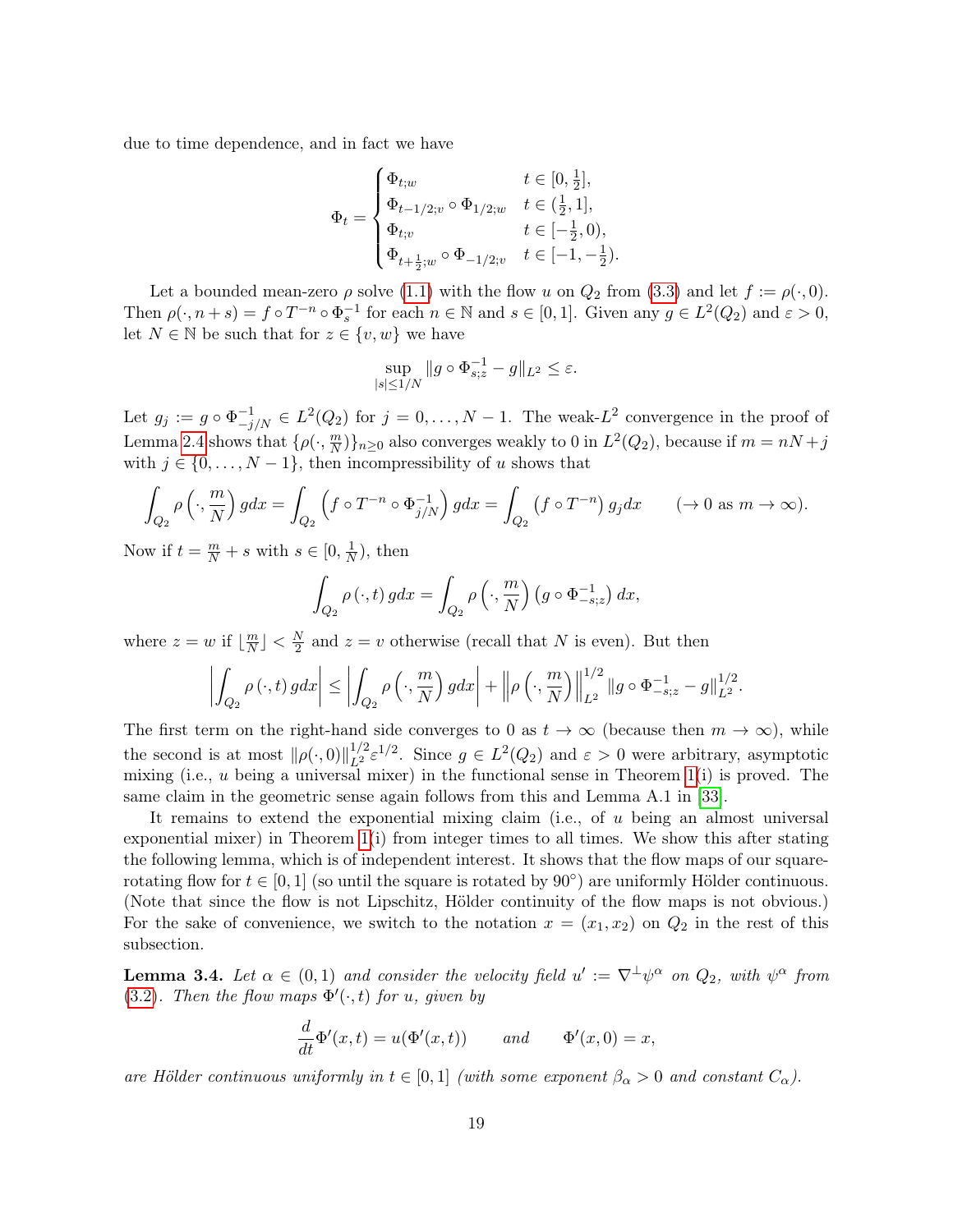due to time dependence, and in fact we have

$$
\Phi_t = \begin{cases} \Phi_{t;w} & t \in [0, \frac{1}{2}], \\ \Phi_{t-1/2;v} \circ \Phi_{1/2;w} & t \in (\frac{1}{2}, 1], \\ \Phi_{t;v} & t \in [-\frac{1}{2}, 0), \\ \Phi_{t+\frac{1}{2};w} \circ \Phi_{-1/2;v} & t \in [-1, -\frac{1}{2}). \end{cases}
$$

Let a bounded mean-zero $\rho$ solve (1.1) with the flow $u$ on $Q_2$ from (3.3) and let $f := \rho(\cdot, 0)$. Then $\rho(\cdot, n+s) = f \circ T^{-n} \circ \Phi_s^{-1}$ for each $n \in \mathbb{N}$ and $s \in [0, 1]$. Given any $g \in L^2(Q_2)$ and $\varepsilon > 0$, let $N \in \mathbb{N}$ be such that for $z \in \{v, w\}$ we have

$$
\sup_{|s| \le 1/N} \|g \circ \Phi_{s;z}^{-1} - g\|_{L^2} \le \varepsilon.
$$

Let $g_j := g \circ \Phi_{-j/N}^{-1} \in L^2(Q_2)$ for $j = 0, \dots, N-1$. The weak-$L^2$ convergence in the proof of Lemma 2.4 shows that $\{\rho(\cdot, \frac{m}{N})\}_{n \ge 0}$ also converges weakly to 0 in $L^2(Q_2)$, because if $m = nN + j$ with $j \in \{0, \dots, N-1\}$, then incompressibility of $u$ shows that

$$
\int_{Q_2} \rho\left(\cdot, \frac{m}{N}\right) g dx = \int_{Q_2} \left(f \circ T^{-n} \circ \Phi_{j/N}^{-1}\right) g dx = \int_{Q_2} \left(f \circ T^{-n}\right) g_j dx \qquad (\to 0 \text{ as } m \to \infty).
$$

Now if $t = \frac{m}{N} + s$ with $s \in [0, \frac{1}{N})$, then

$$
\int_{Q_2} \rho\left(\cdot, t\right) g dx = \int_{Q_2} \rho\left(\cdot, \frac{m}{N}\right) \left(g \circ \Phi_{-s;z}^{-1}\right) dx,
$$

where $z = w$ if $\lfloor \frac{m}{N} \rfloor < \frac{N}{2}$ and $z = v$ otherwise (recall that $N$ is even). But then

$$
\left| \int_{Q_2} \rho\left(\cdot, t\right) g dx \right| \le \left| \int_{Q_2} \rho\left(\cdot, \frac{m}{N}\right) g dx \right| + \left\| \rho\left(\cdot, \frac{m}{N}\right) \right\|_{L^2}^{1/2} \|g \circ \Phi_{-s;z}^{-1} - g\|_{L^2}^{1/2}.
$$

The first term on the right-hand side converges to 0 as $t \to \infty$ (because then $m \to \infty$), while the second is at most $\|\rho(\cdot, 0)\|_{L^2}^{1/2} \varepsilon^{1/2}$. Since $g \in L^2(Q_2)$ and $\varepsilon > 0$ were arbitrary, asymptotic mixing (i.e., $u$ being a universal mixer) in the functional sense in Theorem 1(i) is proved. The same claim in the geometric sense again follows from this and Lemma A.1 in [33].

It remains to extend the exponential mixing claim (i.e., of $u$ being an almost universal exponential mixer) in Theorem 1(i) from integer times to all times. We show this after stating the following lemma, which is of independent interest. It shows that the flow maps of our square-rotating flow for $t \in [0, 1]$ (so until the square is rotated by $90^\circ$) are uniformly Hölder continuous. (Note that since the flow is not Lipschitz, Hölder continuity of the flow maps is not obvious.) For the sake of convenience, we switch to the notation $x = (x_1, x_2)$ on $Q_2$ in the rest of this subsection.

**Lemma 3.4.** *Let $\alpha \in (0, 1)$ and consider the velocity field $u' := \nabla^\perp \psi^\alpha$ on $Q_2$, with $\psi^\alpha$ from (3.2). Then the flow maps $\Phi'(\cdot, t)$ for $u$, given by*

$$
\frac{d}{dt} \Phi'(x, t) = u(\Phi'(x, t)) \qquad \text{and} \qquad \Phi'(x, 0) = x,
$$

*are Hölder continuous uniformly in $t \in [0, 1]$ (with some exponent $\beta_\alpha > 0$ and constant $C_\alpha$).*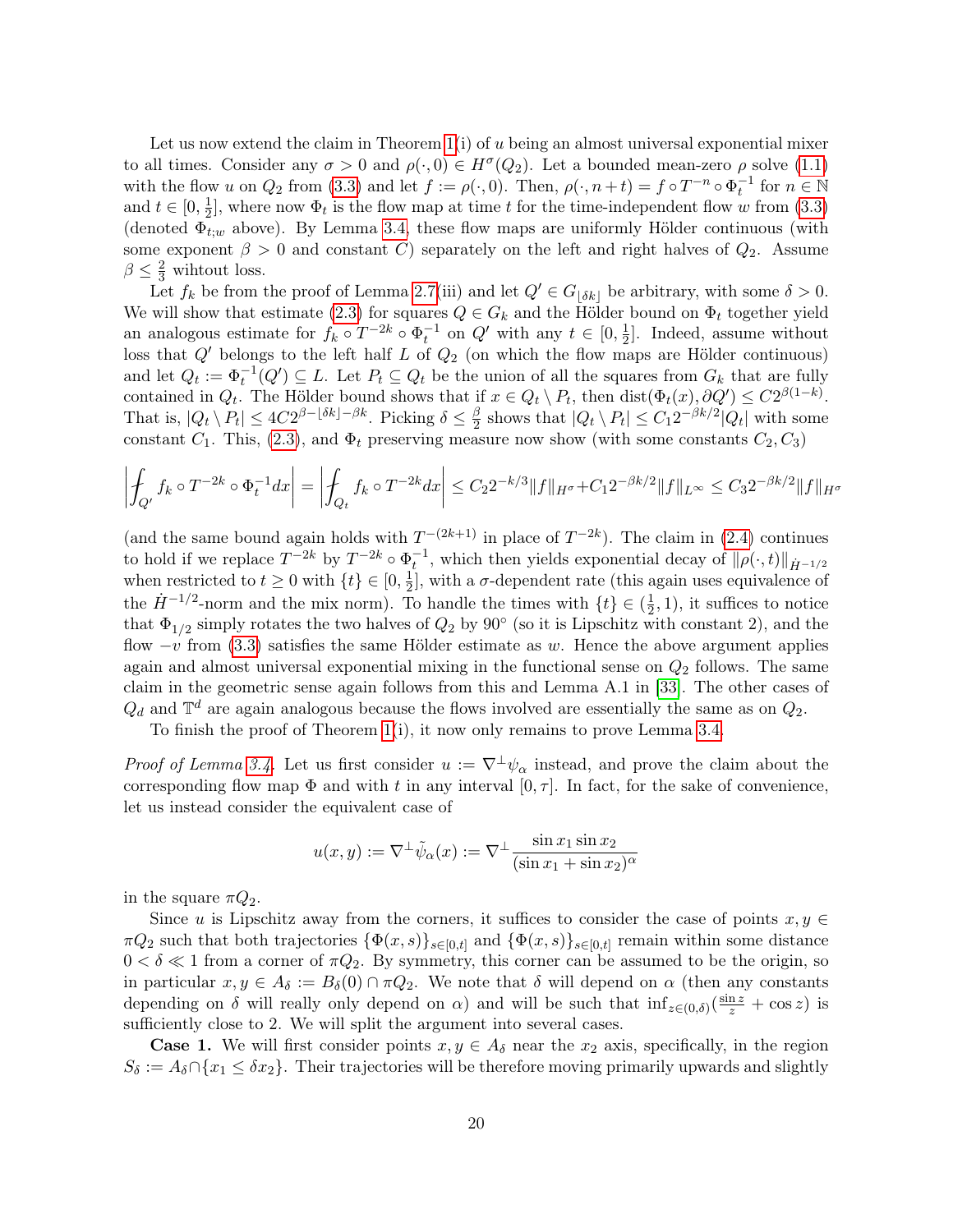Let us now extend the claim in Theorem 1(i) of $u$ being an almost universal exponential mixer to all times. Consider any $\sigma > 0$ and $\rho(\cdot, 0) \in H^\sigma(Q_2)$. Let a bounded mean-zero $\rho$ solve (1.1) with the flow $u$ on $Q_2$ from (3.3) and let $f := \rho(\cdot, 0)$. Then, $\rho(\cdot, n+t) = f \circ T^{-n} \circ \Phi_t^{-1}$ for $n \in \mathbb{N}$ and $t \in [0, \frac{1}{2}]$, where now $\Phi_t$ is the flow map at time $t$ for the time-independent flow $w$ from (3.3) (denoted $\Phi_{t;w}$ above). By Lemma 3.4, these flow maps are uniformly Hölder continuous (with some exponent $\beta > 0$ and constant $C$) separately on the left and right halves of $Q_2$. Assume $\beta \le \frac{2}{3}$ wihtout loss.

Let $f_k$ be from the proof of Lemma 2.7(iii) and let $Q' \in G_{\lfloor \delta k \rfloor}$ be arbitrary, with some $\delta > 0$. We will show that estimate (2.3) for squares $Q \in G_k$ and the Hölder bound on $\Phi_t$ together yield an analogous estimate for $f_k \circ T^{-2k} \circ \Phi_t^{-1}$ on $Q'$ with any $t \in [0, \frac{1}{2}]$. Indeed, assume without loss that $Q'$ belongs to the left half $L$ of $Q_2$ (on which the flow maps are Hölder continuous) and let $Q_t := \Phi_t^{-1}(Q') \subseteq L$. Let $P_t \subseteq Q_t$ be the union of all the squares from $G_k$ that are fully contained in $Q_t$. The Hölder bound shows that if $x \in Q_t \setminus P_t$, then $\operatorname{dist}(\Phi_t(x), \partial Q') \le C 2^{\beta(1-k)}$. That is, $|Q_t \setminus P_t| \le 4C 2^{\beta - \lfloor \delta k \rfloor - \beta k}$. Picking $\delta \le \frac{\beta}{2}$ shows that $|Q_t \setminus P_t| \le C_1 2^{-\beta k/2} |Q_t|$ with some constant $C_1$. This, (2.3), and $\Phi_t$ preserving measure now show (with some constants $C_2, C_3$)

$$\left| \fint_{Q'} f_k \circ T^{-2k} \circ \Phi_t^{-1} dx \right| = \left| \fint_{Q_t} f_k \circ T^{-2k} dx \right| \le C_2 2^{-k/3} \|f\|_{H^\sigma} + C_1 2^{-\beta k/2} \|f\|_{L^\infty} \le C_3 2^{-\beta k/2} \|f\|_{H^\sigma}$$

(and the same bound again holds with $T^{-(2k+1)}$ in place of $T^{-2k}$). The claim in (2.4) continues to hold if we replace $T^{-2k}$ by $T^{-2k} \circ \Phi_t^{-1}$, which then yields exponential decay of $\|\rho(\cdot, t)\|_{\dot{H}^{-1/2}}$ when restricted to $t \ge 0$ with $\{t\} \in [0, \frac{1}{2}]$, with a $\sigma$-dependent rate (this again uses equivalence of the $\dot{H}^{-1/2}$-norm and the mix norm). To handle the times with $\{t\} \in (\frac{1}{2}, 1)$, it suffices to notice that $\Phi_{1/2}$ simply rotates the two halves of $Q_2$ by $90°$ (so it is Lipschitz with constant 2), and the flow $-v$ from (3.3) satisfies the same Hölder estimate as $w$. Hence the above argument applies again and almost universal exponential mixing in the functional sense on $Q_2$ follows. The same claim in the geometric sense again follows from this and Lemma A.1 in [33]. The other cases of $Q_d$ and $\mathbb{T}^d$ are again analogous because the flows involved are essentially the same as on $Q_2$.

To finish the proof of Theorem 1(i), it now only remains to prove Lemma 3.4.

*Proof of Lemma 3.4.* Let us first consider $u := \nabla^\perp \psi_\alpha$ instead, and prove the claim about the corresponding flow map $\Phi$ and with $t$ in any interval $[0, \tau]$. In fact, for the sake of convenience, let us instead consider the equivalent case of

$$u(x, y) := \nabla^\perp \tilde{\psi}_\alpha(x) := \nabla^\perp \frac{\sin x_1 \sin x_2}{(\sin x_1 + \sin x_2)^\alpha}$$

in the square $\pi Q_2$.

Since $u$ is Lipschitz away from the corners, it suffices to consider the case of points $x, y \in \pi Q_2$ such that both trajectories $\{\Phi(x, s)\}_{s \in [0,t]}$ and $\{\Phi(x, s)\}_{s \in [0,t]}$ remain within some distance $0 < \delta \ll 1$ from a corner of $\pi Q_2$. By symmetry, this corner can be assumed to be the origin, so in particular $x, y \in A_\delta := B_\delta(0) \cap \pi Q_2$. We note that $\delta$ will depend on $\alpha$ (then any constants depending on $\delta$ will really only depend on $\alpha$) and will be such that $\inf_{z \in (0,\delta)} (\frac{\sin z}{z} + \cos z)$ is sufficiently close to 2. We will split the argument into several cases.

**Case 1.** We will first consider points $x, y \in A_\delta$ near the $x_2$ axis, specifically, in the region $S_\delta := A_\delta \cap \{x_1 \le \delta x_2\}$. Their trajectories will be therefore moving primarily upwards and slightly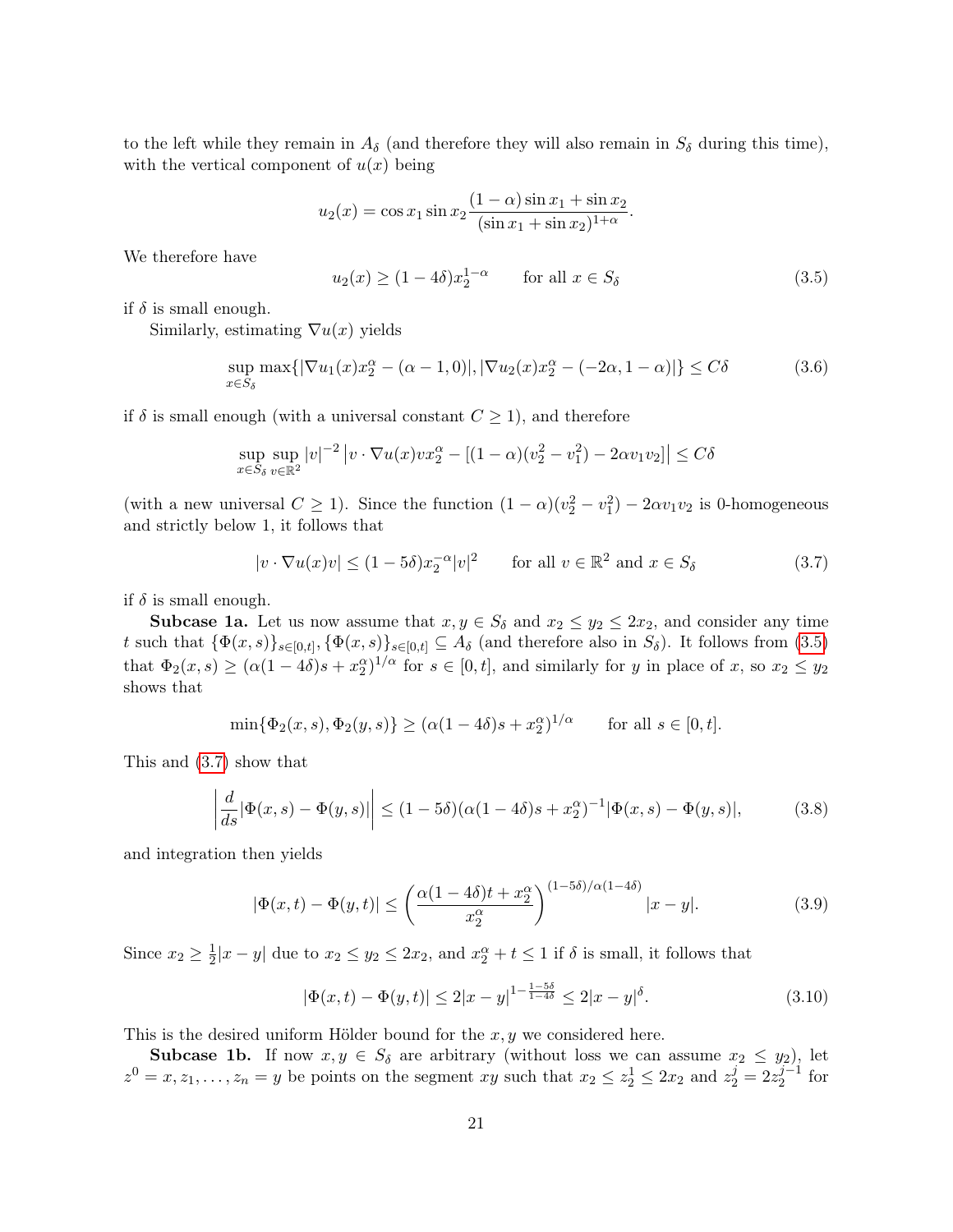to the left while they remain in $A_\delta$ (and therefore they will also remain in $S_\delta$ during this time), with the vertical component of $u(x)$ being

$$u_2(x) = \cos x_1 \sin x_2 \frac{(1-\alpha)\sin x_1 + \sin x_2}{(\sin x_1 + \sin x_2)^{1+\alpha}}.$$

We therefore have

$$u_2(x) \geq (1-4\delta) x_2^{1-\alpha} \qquad \text{for all } x \in S_\delta \tag{3.5}$$

if $\delta$ is small enough.

Similarly, estimating $\nabla u(x)$ yields

$$\sup_{x \in S_\delta} \max\{|\nabla u_1(x) x_2^\alpha - (\alpha - 1, 0)|, |\nabla u_2(x) x_2^\alpha - (-2\alpha, 1-\alpha)|\} \leq C\delta \tag{3.6}$$

if $\delta$ is small enough (with a universal constant $C \geq 1$), and therefore

$$\sup_{x \in S_\delta} \sup_{v \in \mathbb{R}^2} |v|^{-2} \left| v \cdot \nabla u(x) v x_2^\alpha - [(1-\alpha)(v_2^2 - v_1^2) - 2\alpha v_1 v_2] \right| \leq C\delta$$

(with a new universal $C \geq 1$). Since the function $(1-\alpha)(v_2^2 - v_1^2) - 2\alpha v_1 v_2$ is 0-homogeneous and strictly below 1, it follows that

$$|v \cdot \nabla u(x) v| \leq (1-5\delta) x_2^{-\alpha} |v|^2 \qquad \text{for all } v \in \mathbb{R}^2 \text{ and } x \in S_\delta \tag{3.7}$$

if $\delta$ is small enough.

**Subcase 1a.** Let us now assume that $x, y \in S_\delta$ and $x_2 \leq y_2 \leq 2x_2$, and consider any time $t$ such that $\{\Phi(x,s)\}_{s \in [0,t]}, \{\Phi(x,s)\}_{s \in [0,t]} \subseteq A_\delta$ (and therefore also in $S_\delta$). It follows from (3.5) that $\Phi_2(x,s) \geq (\alpha(1-4\delta)s + x_2^\alpha)^{1/\alpha}$ for $s \in [0,t]$, and similarly for $y$ in place of $x$, so $x_2 \leq y_2$ shows that

$$\min\{\Phi_2(x,s), \Phi_2(y,s)\} \geq (\alpha(1-4\delta)s + x_2^\alpha)^{1/\alpha} \qquad \text{for all } s \in [0,t].$$

This and (3.7) show that

$$\left| \frac{d}{ds} |\Phi(x,s) - \Phi(y,s)| \right| \leq (1-5\delta)(\alpha(1-4\delta)s + x_2^\alpha)^{-1} |\Phi(x,s) - \Phi(y,s)|, \tag{3.8}$$

and integration then yields

$$|\Phi(x,t) - \Phi(y,t)| \leq \left( \frac{\alpha(1-4\delta)t + x_2^\alpha}{x_2^\alpha} \right)^{(1-5\delta)/\alpha(1-4\delta)} |x - y|. \tag{3.9}$$

Since $x_2 \geq \frac{1}{2}|x-y|$ due to $x_2 \leq y_2 \leq 2x_2$, and $x_2^\alpha + t \leq 1$ if $\delta$ is small, it follows that

$$|\Phi(x,t) - \Phi(y,t)| \leq 2|x-y|^{1 - \frac{1-5\delta}{1-4\delta}} \leq 2|x-y|^\delta. \tag{3.10}$$

This is the desired uniform Hölder bound for the $x, y$ we considered here.

**Subcase 1b.** If now $x, y \in S_\delta$ are arbitrary (without loss we can assume $x_2 \leq y_2$), let $z^0 = x, z_1, \ldots, z_n = y$ be points on the segment $xy$ such that $x_2 \leq z_2^1 \leq 2x_2$ and $z_2^j = 2z_2^{j-1}$ for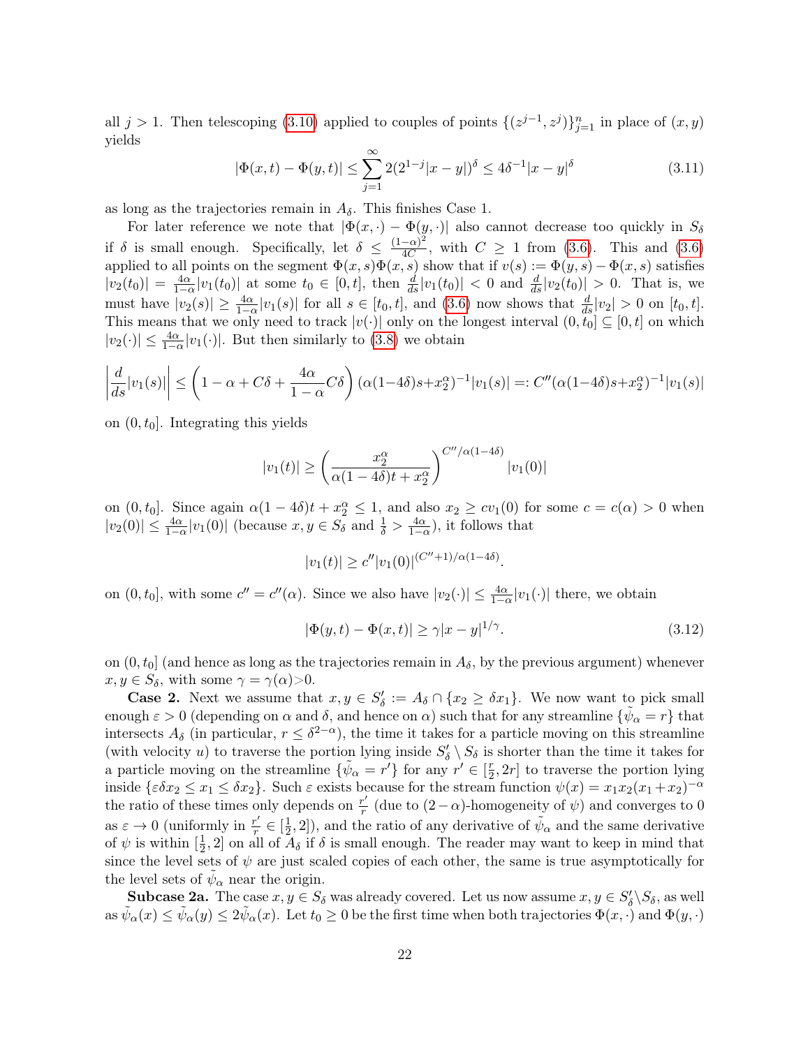all $j > 1$. Then telescoping (3.10) applied to couples of points $\{(z^{j-1}, z^j)\}_{j=1}^n$ in place of $(x, y)$ yields

$$|\Phi(x,t) - \Phi(y,t)| \leq \sum_{j=1}^{\infty} 2(2^{1-j}|x-y|)^{\delta} \leq 4\delta^{-1}|x-y|^{\delta} \tag{3.11}$$

as long as the trajectories remain in $A_\delta$. This finishes Case 1.

For later reference we note that $|\Phi(x,\cdot) - \Phi(y,\cdot)|$ also cannot decrease too quickly in $S_\delta$ if $\delta$ is small enough. Specifically, let $\delta \leq \frac{(1-\alpha)^2}{4C}$, with $C \geq 1$ from (3.6). This and (3.6) applied to all points on the segment $\Phi(x,s)\Phi(x,s)$ show that if $v(s) := \Phi(y,s) - \Phi(x,s)$ satisfies $|v_2(t_0)| = \frac{4\alpha}{1-\alpha}|v_1(t_0)|$ at some $t_0 \in [0,t]$, then $\frac{d}{ds}|v_1(t_0)| < 0$ and $\frac{d}{ds}|v_2(t_0)| > 0$. That is, we must have $|v_2(s)| \geq \frac{4\alpha}{1-\alpha}|v_1(s)|$ for all $s \in [t_0, t]$, and (3.6) now shows that $\frac{d}{ds}|v_2| > 0$ on $[t_0, t]$. This means that we only need to track $|v(\cdot)|$ only on the longest interval $(0, t_0] \subseteq [0, t]$ on which $|v_2(\cdot)| \leq \frac{4\alpha}{1-\alpha}|v_1(\cdot)|$. But then similarly to (3.8) we obtain

$$\left|\frac{d}{ds}|v_1(s)|\right| \leq \left(1 - \alpha + C\delta + \frac{4\alpha}{1-\alpha}C\delta\right)(\alpha(1-4\delta)s + x_2^\alpha)^{-1}|v_1(s)| =: C''(\alpha(1-4\delta)s + x_2^\alpha)^{-1}|v_1(s)|$$

on $(0, t_0]$. Integrating this yields

$$|v_1(t)| \geq \left(\frac{x_2^\alpha}{\alpha(1-4\delta)t + x_2^\alpha}\right)^{C''/\alpha(1-4\delta)} |v_1(0)|$$

on $(0, t_0]$. Since again $\alpha(1-4\delta)t + x_2^\alpha \leq 1$, and also $x_2 \geq cv_1(0)$ for some $c = c(\alpha) > 0$ when $|v_2(0)| \leq \frac{4\alpha}{1-\alpha}|v_1(0)|$ (because $x, y \in S_\delta$ and $\frac{1}{\delta} > \frac{4\alpha}{1-\alpha}$), it follows that

$$|v_1(t)| \geq c''|v_1(0)|^{(C''+1)/\alpha(1-4\delta)}.$$

on $(0, t_0]$, with some $c'' = c''(\alpha)$. Since we also have $|v_2(\cdot)| \leq \frac{4\alpha}{1-\alpha}|v_1(\cdot)|$ there, we obtain

$$|\Phi(y,t) - \Phi(x,t)| \geq \gamma|x-y|^{1/\gamma}. \tag{3.12}$$

on $(0, t_0]$ (and hence as long as the trajectories remain in $A_\delta$, by the previous argument) whenever $x, y \in S_\delta$, with some $\gamma = \gamma(\alpha) > 0$.

**Case 2.** Next we assume that $x, y \in S'_\delta := A_\delta \cap \{x_2 \geq \delta x_1\}$. We now want to pick small enough $\varepsilon > 0$ (depending on $\alpha$ and $\delta$, and hence on $\alpha$) such that for any streamline $\{\tilde{\psi}_\alpha = r\}$ that intersects $A_\delta$ (in particular, $r \leq \delta^{2-\alpha}$), the time it takes for a particle moving on this streamline (with velocity $u$) to traverse the portion lying inside $S'_\delta \setminus S_\delta$ is shorter than the time it takes for a particle moving on the streamline $\{\tilde{\psi}_\alpha = r'\}$ for any $r' \in [\frac{r}{2}, 2r]$ to traverse the portion lying inside $\{\varepsilon\delta x_2 \leq x_1 \leq \delta x_2\}$. Such $\varepsilon$ exists because for the stream function $\psi(x) = x_1x_2(x_1+x_2)^{-\alpha}$ the ratio of these times only depends on $\frac{r'}{r}$ (due to $(2-\alpha)$-homogeneity of $\psi$) and converges to 0 as $\varepsilon \to 0$ (uniformly in $\frac{r'}{r} \in [\frac{1}{2}, 2]$), and the ratio of any derivative of $\tilde{\psi}_\alpha$ and the same derivative of $\psi$ is within $[\frac{1}{2}, 2]$ on all of $A_\delta$ if $\delta$ is small enough. The reader may want to keep in mind that since the level sets of $\psi$ are just scaled copies of each other, the same is true asymptotically for the level sets of $\tilde{\psi}_\alpha$ near the origin.

**Subcase 2a.** The case $x, y \in S_\delta$ was already covered. Let us now assume $x, y \in S'_\delta \setminus S_\delta$, as well as $\tilde{\psi}_\alpha(x) \leq \tilde{\psi}_\alpha(y) \leq 2\tilde{\psi}_\alpha(x)$. Let $t_0 \geq 0$ be the first time when both trajectories $\Phi(x,\cdot)$ and $\Phi(y,\cdot)$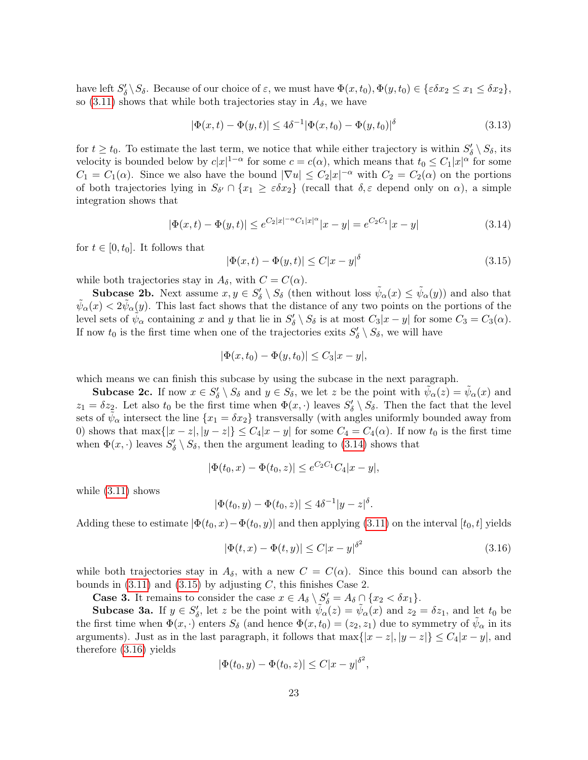have left $S'_\delta \setminus S_\delta$. Because of our choice of $\varepsilon$, we must have $\Phi(x,t_0), \Phi(y,t_0) \in \{\varepsilon\delta x_2 \le x_1 \le \delta x_2\}$, so (3.11) shows that while both trajectories stay in $A_\delta$, we have

$$|\Phi(x,t) - \Phi(y,t)| \le 4\delta^{-1}|\Phi(x,t_0) - \Phi(y,t_0)|^\delta \tag{3.13}$$

for $t \ge t_0$. To estimate the last term, we notice that while either trajectory is within $S'_\delta \setminus S_\delta$, its velocity is bounded below by $c|x|^{1-\alpha}$ for some $c = c(\alpha)$, which means that $t_0 \le C_1|x|^\alpha$ for some $C_1 = C_1(\alpha)$. Since we also have the bound $|\nabla u| \le C_2|x|^{-\alpha}$ with $C_2 = C_2(\alpha)$ on the portions of both trajectories lying in $S_{\delta'} \cap \{x_1 \ge \varepsilon\delta x_2\}$ (recall that $\delta, \varepsilon$ depend only on $\alpha$), a simple integration shows that

$$|\Phi(x,t) - \Phi(y,t)| \le e^{C_2|x|^{-\alpha}C_1|x|^\alpha}|x-y| = e^{C_2C_1}|x-y| \tag{3.14}$$

for $t \in [0,t_0]$. It follows that

$$|\Phi(x,t) - \Phi(y,t)| \le C|x-y|^\delta \tag{3.15}$$

while both trajectories stay in $A_\delta$, with $C = C(\alpha)$.

**Subcase 2b.** Next assume $x, y \in S'_\delta \setminus S_\delta$ (then without loss $\tilde\psi_\alpha(x) \le \tilde\psi_\alpha(y)$) and also that $\tilde\psi_\alpha(x) < 2\tilde\psi_\alpha(y)$. This last fact shows that the distance of any two points on the portions of the level sets of $\tilde\psi_\alpha$ containing $x$ and $y$ that lie in $S'_\delta \setminus S_\delta$ is at most $C_3|x-y|$ for some $C_3 = C_3(\alpha)$. If now $t_0$ is the first time when one of the trajectories exits $S'_\delta \setminus S_\delta$, we will have

$$|\Phi(x,t_0) - \Phi(y,t_0)| \le C_3|x-y|,$$

which means we can finish this subcase by using the subcase in the next paragraph.

**Subcase 2c.** If now $x \in S'_\delta \setminus S_\delta$ and $y \in S_\delta$, we let $z$ be the point with $\tilde\psi_\alpha(z) = \tilde\psi_\alpha(x)$ and $z_1 = \delta z_2$. Let also $t_0$ be the first time when $\Phi(x,\cdot)$ leaves $S'_\delta \setminus S_\delta$. Then the fact that the level sets of $\tilde\psi_\alpha$ intersect the line $\{x_1 = \delta x_2\}$ transversally (with angles uniformly bounded away from 0) shows that $\max\{|x-z|, |y-z|\} \le C_4|x-y|$ for some $C_4 = C_4(\alpha)$. If now $t_0$ is the first time when $\Phi(x,\cdot)$ leaves $S'_\delta \setminus S_\delta$, then the argument leading to (3.14) shows that

$$|\Phi(t_0,x) - \Phi(t_0,z)| \le e^{C_2C_1}C_4|x-y|,$$

while (3.11) shows

$$|\Phi(t_0,y) - \Phi(t_0,z)| \le 4\delta^{-1}|y-z|^\delta.$$

Adding these to estimate $|\Phi(t_0,x) - \Phi(t_0,y)|$ and then applying (3.11) on the interval $[t_0,t]$ yields

$$|\Phi(t,x) - \Phi(t,y)| \le C|x-y|^{\delta^2} \tag{3.16}$$

while both trajectories stay in $A_\delta$, with a new $C = C(\alpha)$. Since this bound can absorb the bounds in (3.11) and (3.15) by adjusting $C$, this finishes Case 2.

**Case 3.** It remains to consider the case $x \in A_\delta \setminus S'_\delta = A_\delta \cap \{x_2 < \delta x_1\}$.

**Subcase 3a.** If $y \in S'_\delta$, let $z$ be the point with $\tilde\psi_\alpha(z) = \tilde\psi_\alpha(x)$ and $z_2 = \delta z_1$, and let $t_0$ be the first time when $\Phi(x,\cdot)$ enters $S_\delta$ (and hence $\Phi(x,t_0) = (z_2,z_1)$ due to symmetry of $\tilde\psi_\alpha$ in its arguments). Just as in the last paragraph, it follows that $\max\{|x-z|, |y-z|\} \le C_4|x-y|$, and therefore (3.16) yields

$$|\Phi(t_0,y) - \Phi(t_0,z)| \le C|x-y|^{\delta^2},$$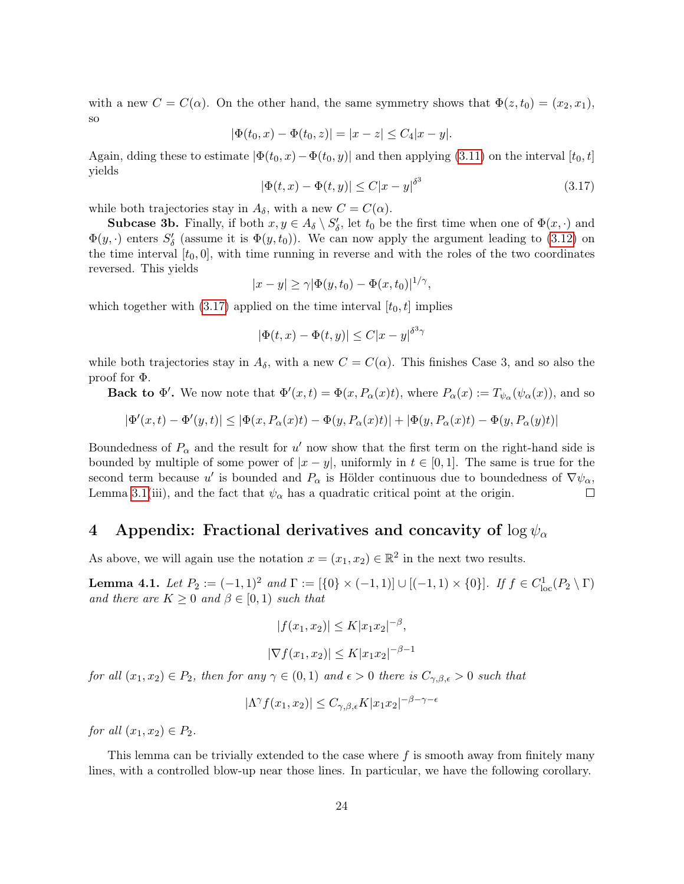with a new $C = C(\alpha)$. On the other hand, the same symmetry shows that $\Phi(z, t_0) = (x_2, x_1)$, so

$$|\Phi(t_0, x) - \Phi(t_0, z)| = |x - z| \le C_4 |x - y|.$$

Again, dding these to estimate $|\Phi(t_0, x) - \Phi(t_0, y)|$ and then applying (3.11) on the interval $[t_0, t]$ yields

$$|\Phi(t, x) - \Phi(t, y)| \le C|x - y|^{\delta^3} \tag{3.17}$$

while both trajectories stay in $A_\delta$, with a new $C = C(\alpha)$.

**Subcase 3b.** Finally, if both $x, y \in A_\delta \setminus S'_\delta$, let $t_0$ be the first time when one of $\Phi(x, \cdot)$ and $\Phi(y, \cdot)$ enters $S'_\delta$ (assume it is $\Phi(y, t_0)$). We can now apply the argument leading to (3.12) on the time interval $[t_0, 0]$, with time running in reverse and with the roles of the two coordinates reversed. This yields

$$|x - y| \ge \gamma |\Phi(y, t_0) - \Phi(x, t_0)|^{1/\gamma},$$

which together with (3.17) applied on the time interval $[t_0, t]$ implies

$$|\Phi(t, x) - \Phi(t, y)| \le C|x - y|^{\delta^3 \gamma}$$

while both trajectories stay in $A_\delta$, with a new $C = C(\alpha)$. This finishes Case 3, and so also the proof for $\Phi$.

**Back to $\Phi'$.** We now note that $\Phi'(x, t) = \Phi(x, P_\alpha(x)t)$, where $P_\alpha(x) := T_{\psi_\alpha}(\psi_\alpha(x))$, and so

$$|\Phi'(x, t) - \Phi'(y, t)| \le |\Phi(x, P_\alpha(x)t) - \Phi(y, P_\alpha(x)t)| + |\Phi(y, P_\alpha(x)t) - \Phi(y, P_\alpha(y)t)|$$

Boundedness of $P_\alpha$ and the result for $u'$ now show that the first term on the right-hand side is bounded by multiple of some power of $|x - y|$, uniformly in $t \in [0, 1]$. The same is true for the second term because $u'$ is bounded and $P_\alpha$ is Hölder continuous due to boundedness of $\nabla \psi_\alpha$, Lemma 3.1(iii), and the fact that $\psi_\alpha$ has a quadratic critical point at the origin. ◻

## 4 Appendix: Fractional derivatives and concavity of $\log \psi_\alpha$

As above, we will again use the notation $x = (x_1, x_2) \in \mathbb{R}^2$ in the next two results.

**Lemma 4.1.** *Let $P_2 := (-1, 1)^2$ and $\Gamma := [\{0\} \times (-1, 1)] \cup [(-1, 1) \times \{0\}]$. If $f \in C^1_{\mathrm{loc}}(P_2 \setminus \Gamma)$ and there are $K \ge 0$ and $\beta \in [0, 1)$ such that*

$$|f(x_1, x_2)| \le K|x_1 x_2|^{-\beta},$$

$$|\nabla f(x_1, x_2)| \le K|x_1 x_2|^{-\beta - 1}$$

*for all $(x_1, x_2) \in P_2$, then for any $\gamma \in (0, 1)$ and $\epsilon > 0$ there is $C_{\gamma, \beta, \epsilon} > 0$ such that*

$$|\Lambda^\gamma f(x_1, x_2)| \le C_{\gamma, \beta, \epsilon} K |x_1 x_2|^{-\beta - \gamma - \epsilon}$$

*for all $(x_1, x_2) \in P_2$.*

This lemma can be trivially extended to the case where $f$ is smooth away from finitely many lines, with a controlled blow-up near those lines. In particular, we have the following corollary.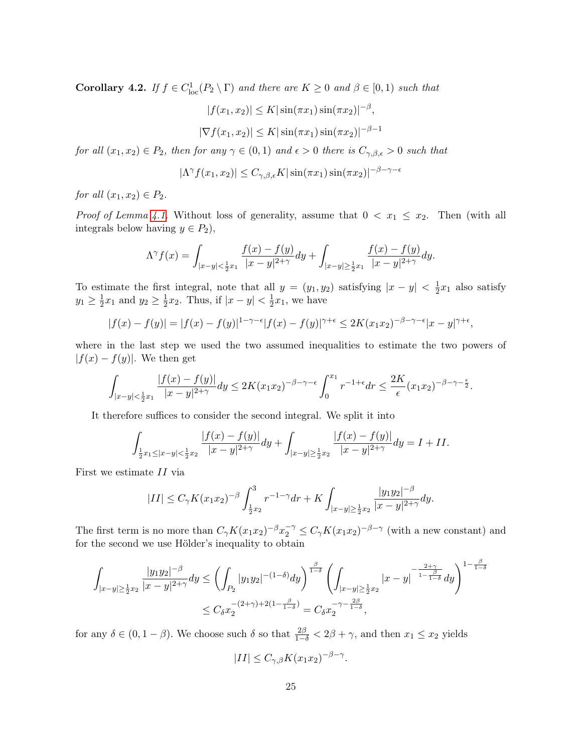**Corollary 4.2.** *If $f \in C^1_{\mathrm{loc}}(P_2 \setminus \Gamma)$ and there are $K \geq 0$ and $\beta \in [0,1)$ such that*

$$|f(x_1, x_2)| \leq K|\sin(\pi x_1)\sin(\pi x_2)|^{-\beta},$$

$$|\nabla f(x_1, x_2)| \leq K|\sin(\pi x_1)\sin(\pi x_2)|^{-\beta-1}$$

*for all $(x_1, x_2) \in P_2$, then for any $\gamma \in (0,1)$ and $\epsilon > 0$ there is $C_{\gamma,\beta,\epsilon} > 0$ such that*

$$|\Lambda^\gamma f(x_1, x_2)| \leq C_{\gamma,\beta,\epsilon} K|\sin(\pi x_1)\sin(\pi x_2)|^{-\beta-\gamma-\epsilon}$$

*for all $(x_1, x_2) \in P_2$.*

*Proof of Lemma 4.1.* Without loss of generality, assume that $0 < x_1 \leq x_2$. Then (with all integrals below having $y \in P_2$),

$$\Lambda^\gamma f(x) = \int_{|x-y|<\frac{1}{2}x_1} \frac{f(x)-f(y)}{|x-y|^{2+\gamma}} dy + \int_{|x-y|\geq\frac{1}{2}x_1} \frac{f(x)-f(y)}{|x-y|^{2+\gamma}} dy.$$

To estimate the first integral, note that all $y = (y_1, y_2)$ satisfying $|x - y| < \frac{1}{2}x_1$ also satisfy $y_1 \geq \frac{1}{2}x_1$ and $y_2 \geq \frac{1}{2}x_2$. Thus, if $|x - y| < \frac{1}{2}x_1$, we have

$$|f(x) - f(y)| = |f(x) - f(y)|^{1-\gamma-\epsilon}|f(x) - f(y)|^{\gamma+\epsilon} \leq 2K(x_1x_2)^{-\beta-\gamma-\epsilon}|x - y|^{\gamma+\epsilon},$$

where in the last step we used the two assumed inequalities to estimate the two powers of $|f(x) - f(y)|$. We then get

$$\int_{|x-y|<\frac{1}{2}x_1} \frac{|f(x)-f(y)|}{|x-y|^{2+\gamma}} dy \leq 2K(x_1x_2)^{-\beta-\gamma-\epsilon} \int_0^{x_1} r^{-1+\epsilon} dr \leq \frac{2K}{\epsilon}(x_1x_2)^{-\beta-\gamma-\frac{\epsilon}{2}}.$$

It therefore suffices to consider the second integral. We split it into

$$\int_{\frac{1}{2}x_1\leq|x-y|<\frac{1}{2}x_2} \frac{|f(x)-f(y)|}{|x-y|^{2+\gamma}} dy + \int_{|x-y|\geq\frac{1}{2}x_2} \frac{|f(x)-f(y)|}{|x-y|^{2+\gamma}} dy = I + II.$$

First we estimate $II$ via

$$|II| \leq C_\gamma K(x_1x_2)^{-\beta} \int_{\frac{1}{2}x_2}^{3} r^{-1-\gamma} dr + K \int_{|x-y|\geq\frac{1}{2}x_2} \frac{|y_1y_2|^{-\beta}}{|x-y|^{2+\gamma}} dy.$$

The first term is no more than $C_\gamma K(x_1x_2)^{-\beta}x_2^{-\gamma} \leq C_\gamma K(x_1x_2)^{-\beta-\gamma}$ (with a new constant) and for the second we use Hölder's inequality to obtain

$$\begin{aligned}\int_{|x-y|\geq\frac{1}{2}x_2} \frac{|y_1y_2|^{-\beta}}{|x-y|^{2+\gamma}} dy &\leq \left(\int_{P_2} |y_1y_2|^{-(1-\delta)} dy\right)^{\frac{\beta}{1-\delta}} \left(\int_{|x-y|\geq\frac{1}{2}x_2} |x-y|^{-\frac{2+\gamma}{1-\frac{\beta}{1-\delta}}} dy\right)^{1-\frac{\beta}{1-\delta}} \\ &\leq C_\delta x_2^{-(2+\gamma)+2(1-\frac{\beta}{1-\delta})} = C_\delta x_2^{-\gamma-\frac{2\beta}{1-\delta}},\end{aligned}$$

for any $\delta \in (0, 1-\beta)$. We choose such $\delta$ so that $\frac{2\beta}{1-\delta} < 2\beta + \gamma$, and then $x_1 \leq x_2$ yields

$$|II| \leq C_{\gamma,\beta}K(x_1x_2)^{-\beta-\gamma}.$$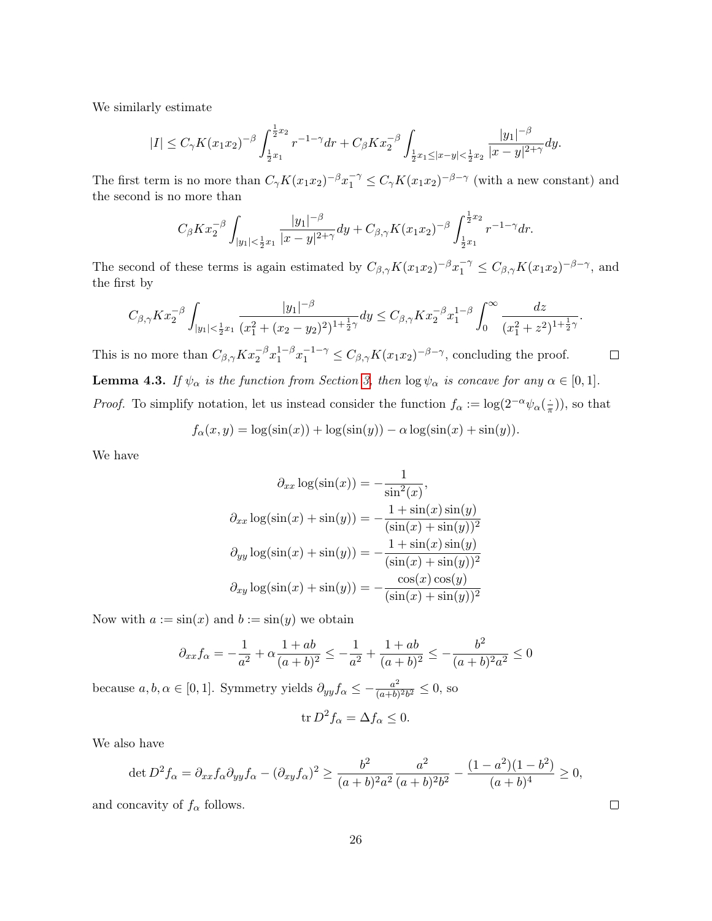We similarly estimate

$$|I| \leq C_\gamma K(x_1x_2)^{-\beta} \int_{\frac{1}{2}x_1}^{\frac{1}{2}x_2} r^{-1-\gamma} dr + C_\beta K x_2^{-\beta} \int_{\frac{1}{2}x_1 \leq |x-y| < \frac{1}{2}x_2} \frac{|y_1|^{-\beta}}{|x-y|^{2+\gamma}} dy.$$

The first term is no more than $C_\gamma K(x_1x_2)^{-\beta} x_1^{-\gamma} \leq C_\gamma K(x_1x_2)^{-\beta-\gamma}$ (with a new constant) and the second is no more than

$$C_\beta K x_2^{-\beta} \int_{|y_1| < \frac{1}{2}x_1} \frac{|y_1|^{-\beta}}{|x-y|^{2+\gamma}} dy + C_{\beta,\gamma} K(x_1x_2)^{-\beta} \int_{\frac{1}{2}x_1}^{\frac{1}{2}x_2} r^{-1-\gamma} dr.$$

The second of these terms is again estimated by $C_{\beta,\gamma} K(x_1x_2)^{-\beta} x_1^{-\gamma} \leq C_{\beta,\gamma} K(x_1x_2)^{-\beta-\gamma}$, and the first by

$$C_{\beta,\gamma} K x_2^{-\beta} \int_{|y_1| < \frac{1}{2}x_1} \frac{|y_1|^{-\beta}}{(x_1^2 + (x_2-y_2)^2)^{1+\frac{1}{2}\gamma}} dy \leq C_{\beta,\gamma} K x_2^{-\beta} x_1^{1-\beta} \int_0^\infty \frac{dz}{(x_1^2+z^2)^{1+\frac{1}{2}\gamma}}.$$

This is no more than $C_{\beta,\gamma} K x_2^{-\beta} x_1^{1-\beta} x_1^{-1-\gamma} \leq C_{\beta,\gamma} K(x_1x_2)^{-\beta-\gamma}$, concluding the proof. $\square$

**Lemma 4.3.** *If $\psi_\alpha$ is the function from Section 3, then $\log \psi_\alpha$ is concave for any $\alpha \in [0,1]$.*

*Proof.* To simplify notation, let us instead consider the function $f_\alpha := \log(2^{-\alpha}\psi_\alpha(\frac{\cdot}{\pi}))$, so that

$$f_\alpha(x,y) = \log(\sin(x)) + \log(\sin(y)) - \alpha \log(\sin(x) + \sin(y)).$$

We have

$$\partial_{xx} \log(\sin(x)) = -\frac{1}{\sin^2(x)},$$
$$\partial_{xx} \log(\sin(x) + \sin(y)) = -\frac{1+\sin(x)\sin(y)}{(\sin(x)+\sin(y))^2}$$
$$\partial_{yy} \log(\sin(x) + \sin(y)) = -\frac{1+\sin(x)\sin(y)}{(\sin(x)+\sin(y))^2}$$
$$\partial_{xy} \log(\sin(x) + \sin(y)) = -\frac{\cos(x)\cos(y)}{(\sin(x)+\sin(y))^2}$$

Now with $a := \sin(x)$ and $b := \sin(y)$ we obtain

$$\partial_{xx} f_\alpha = -\frac{1}{a^2} + \alpha \frac{1+ab}{(a+b)^2} \leq -\frac{1}{a^2} + \frac{1+ab}{(a+b)^2} \leq -\frac{b^2}{(a+b)^2 a^2} \leq 0$$

because $a, b, \alpha \in [0,1]$. Symmetry yields $\partial_{yy} f_\alpha \leq -\frac{a^2}{(a+b)^2 b^2} \leq 0$, so

$$\operatorname{tr} D^2 f_\alpha = \Delta f_\alpha \leq 0.$$

We also have

$$\det D^2 f_\alpha = \partial_{xx} f_\alpha \partial_{yy} f_\alpha - (\partial_{xy} f_\alpha)^2 \geq \frac{b^2}{(a+b)^2 a^2} \frac{a^2}{(a+b)^2 b^2} - \frac{(1-a^2)(1-b^2)}{(a+b)^4} \geq 0,$$

and concavity of $f_\alpha$ follows. $\square$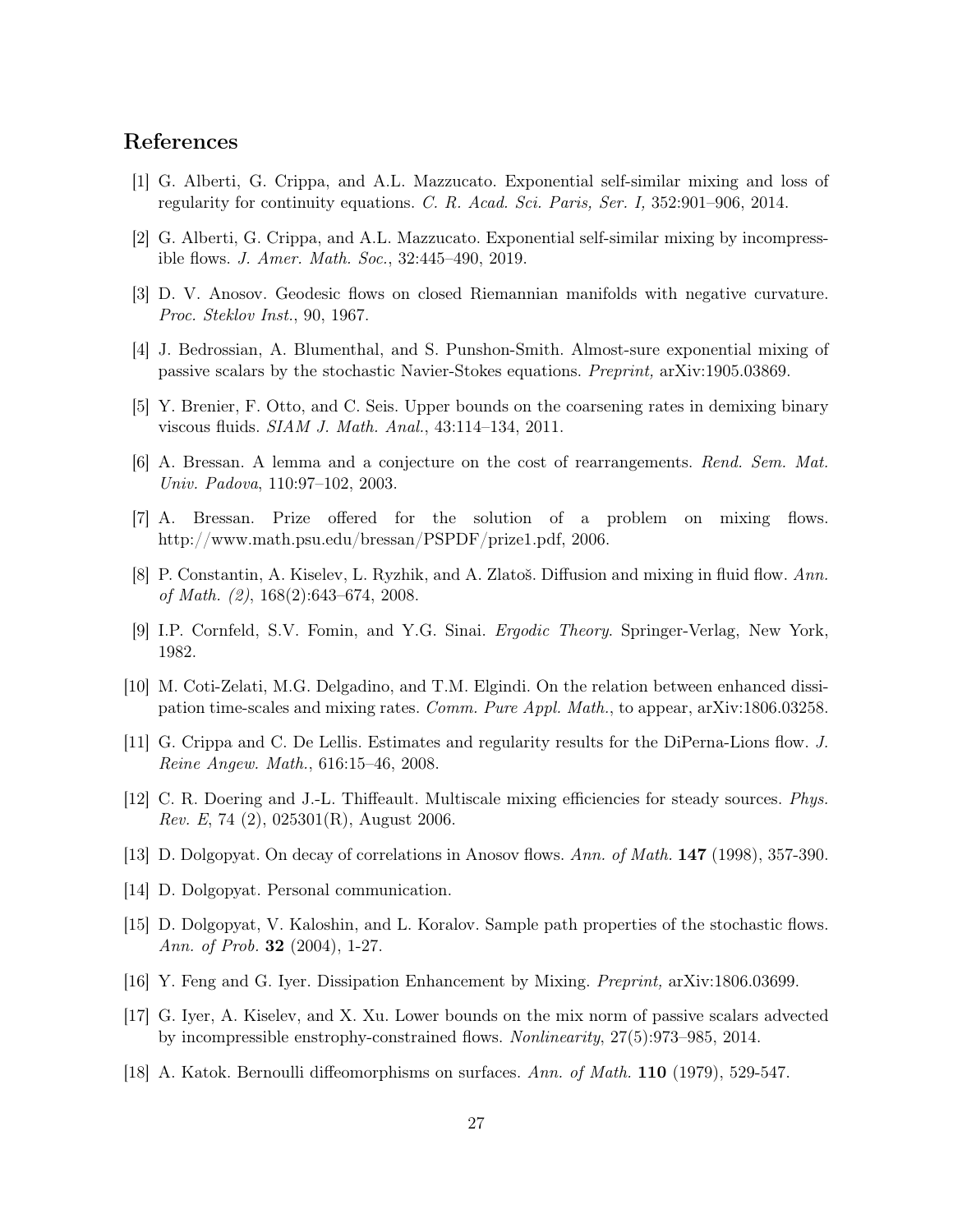## References

[1] G. Alberti, G. Crippa, and A.L. Mazzucato. Exponential self-similar mixing and loss of regularity for continuity equations. *C. R. Acad. Sci. Paris, Ser. I,* 352:901–906, 2014.

[2] G. Alberti, G. Crippa, and A.L. Mazzucato. Exponential self-similar mixing by incompressible flows. *J. Amer. Math. Soc.*, 32:445–490, 2019.

[3] D. V. Anosov. Geodesic flows on closed Riemannian manifolds with negative curvature. *Proc. Steklov Inst.*, 90, 1967.

[4] J. Bedrossian, A. Blumenthal, and S. Punshon-Smith. Almost-sure exponential mixing of passive scalars by the stochastic Navier-Stokes equations. *Preprint,* arXiv:1905.03869.

[5] Y. Brenier, F. Otto, and C. Seis. Upper bounds on the coarsening rates in demixing binary viscous fluids. *SIAM J. Math. Anal.*, 43:114–134, 2011.

[6] A. Bressan. A lemma and a conjecture on the cost of rearrangements. *Rend. Sem. Mat. Univ. Padova*, 110:97–102, 2003.

[7] A. Bressan. Prize offered for the solution of a problem on mixing flows. http://www.math.psu.edu/bressan/PSPDF/prize1.pdf, 2006.

[8] P. Constantin, A. Kiselev, L. Ryzhik, and A. Zlatoš. Diffusion and mixing in fluid flow. *Ann. of Math. (2)*, 168(2):643–674, 2008.

[9] I.P. Cornfeld, S.V. Fomin, and Y.G. Sinai. *Ergodic Theory*. Springer-Verlag, New York, 1982.

[10] M. Coti-Zelati, M.G. Delgadino, and T.M. Elgindi. On the relation between enhanced dissipation time-scales and mixing rates. *Comm. Pure Appl. Math.*, to appear, arXiv:1806.03258.

[11] G. Crippa and C. De Lellis. Estimates and regularity results for the DiPerna-Lions flow. *J. Reine Angew. Math.*, 616:15–46, 2008.

[12] C. R. Doering and J.-L. Thiffeault. Multiscale mixing efficiencies for steady sources. *Phys. Rev. E*, 74 (2), 025301(R), August 2006.

[13] D. Dolgopyat. On decay of correlations in Anosov flows. *Ann. of Math.* **147** (1998), 357-390.

[14] D. Dolgopyat. Personal communication.

[15] D. Dolgopyat, V. Kaloshin, and L. Koralov. Sample path properties of the stochastic flows. *Ann. of Prob.* **32** (2004), 1-27.

[16] Y. Feng and G. Iyer. Dissipation Enhancement by Mixing. *Preprint,* arXiv:1806.03699.

[17] G. Iyer, A. Kiselev, and X. Xu. Lower bounds on the mix norm of passive scalars advected by incompressible enstrophy-constrained flows. *Nonlinearity*, 27(5):973–985, 2014.

[18] A. Katok. Bernoulli diffeomorphisms on surfaces. *Ann. of Math.* **110** (1979), 529-547.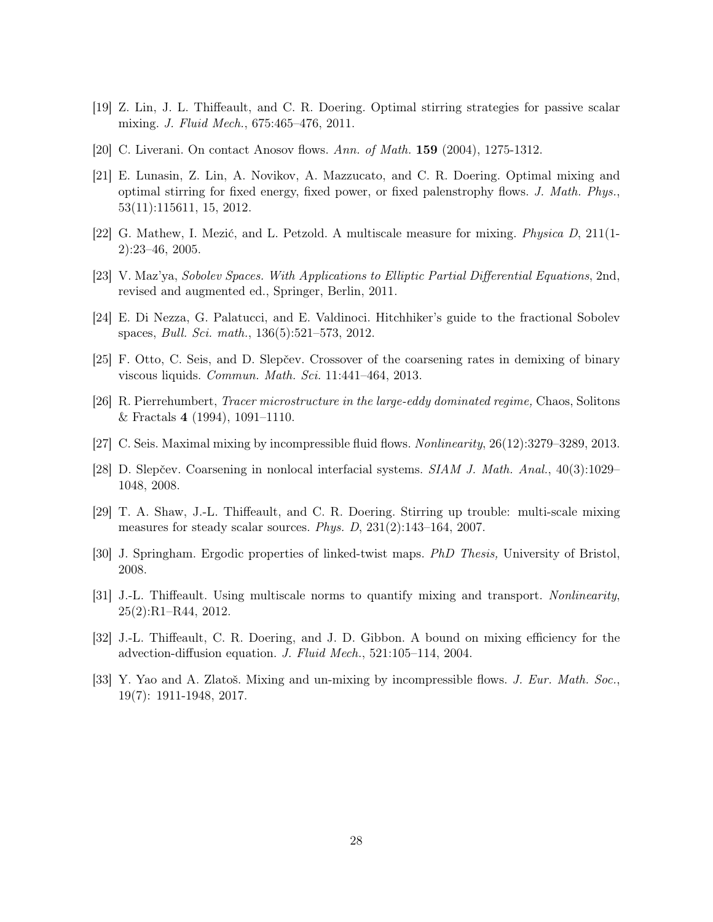[19] Z. Lin, J. L. Thiffeault, and C. R. Doering. Optimal stirring strategies for passive scalar mixing. *J. Fluid Mech.*, 675:465–476, 2011.

[20] C. Liverani. On contact Anosov flows. *Ann. of Math.* **159** (2004), 1275-1312.

[21] E. Lunasin, Z. Lin, A. Novikov, A. Mazzucato, and C. R. Doering. Optimal mixing and optimal stirring for fixed energy, fixed power, or fixed palenstrophy flows. *J. Math. Phys.*, 53(11):115611, 15, 2012.

[22] G. Mathew, I. Mezić, and L. Petzold. A multiscale measure for mixing. *Physica D*, 211(1-2):23–46, 2005.

[23] V. Maz'ya, *Sobolev Spaces. With Applications to Elliptic Partial Differential Equations*, 2nd, revised and augmented ed., Springer, Berlin, 2011.

[24] E. Di Nezza, G. Palatucci, and E. Valdinoci. Hitchhiker's guide to the fractional Sobolev spaces, *Bull. Sci. math.*, 136(5):521–573, 2012.

[25] F. Otto, C. Seis, and D. Slepčev. Crossover of the coarsening rates in demixing of binary viscous liquids. *Commun. Math. Sci.* 11:441–464, 2013.

[26] R. Pierrehumbert, *Tracer microstructure in the large-eddy dominated regime,* Chaos, Solitons & Fractals **4** (1994), 1091–1110.

[27] C. Seis. Maximal mixing by incompressible fluid flows. *Nonlinearity*, 26(12):3279–3289, 2013.

[28] D. Slepčev. Coarsening in nonlocal interfacial systems. *SIAM J. Math. Anal.*, 40(3):1029–1048, 2008.

[29] T. A. Shaw, J.-L. Thiffeault, and C. R. Doering. Stirring up trouble: multi-scale mixing measures for steady scalar sources. *Phys. D*, 231(2):143–164, 2007.

[30] J. Springham. Ergodic properties of linked-twist maps. *PhD Thesis,* University of Bristol, 2008.

[31] J.-L. Thiffeault. Using multiscale norms to quantify mixing and transport. *Nonlinearity*, 25(2):R1–R44, 2012.

[32] J.-L. Thiffeault, C. R. Doering, and J. D. Gibbon. A bound on mixing efficiency for the advection-diffusion equation. *J. Fluid Mech.*, 521:105–114, 2004.

[33] Y. Yao and A. Zlatoš. Mixing and un-mixing by incompressible flows. *J. Eur. Math. Soc.*, 19(7): 1911-1948, 2017.